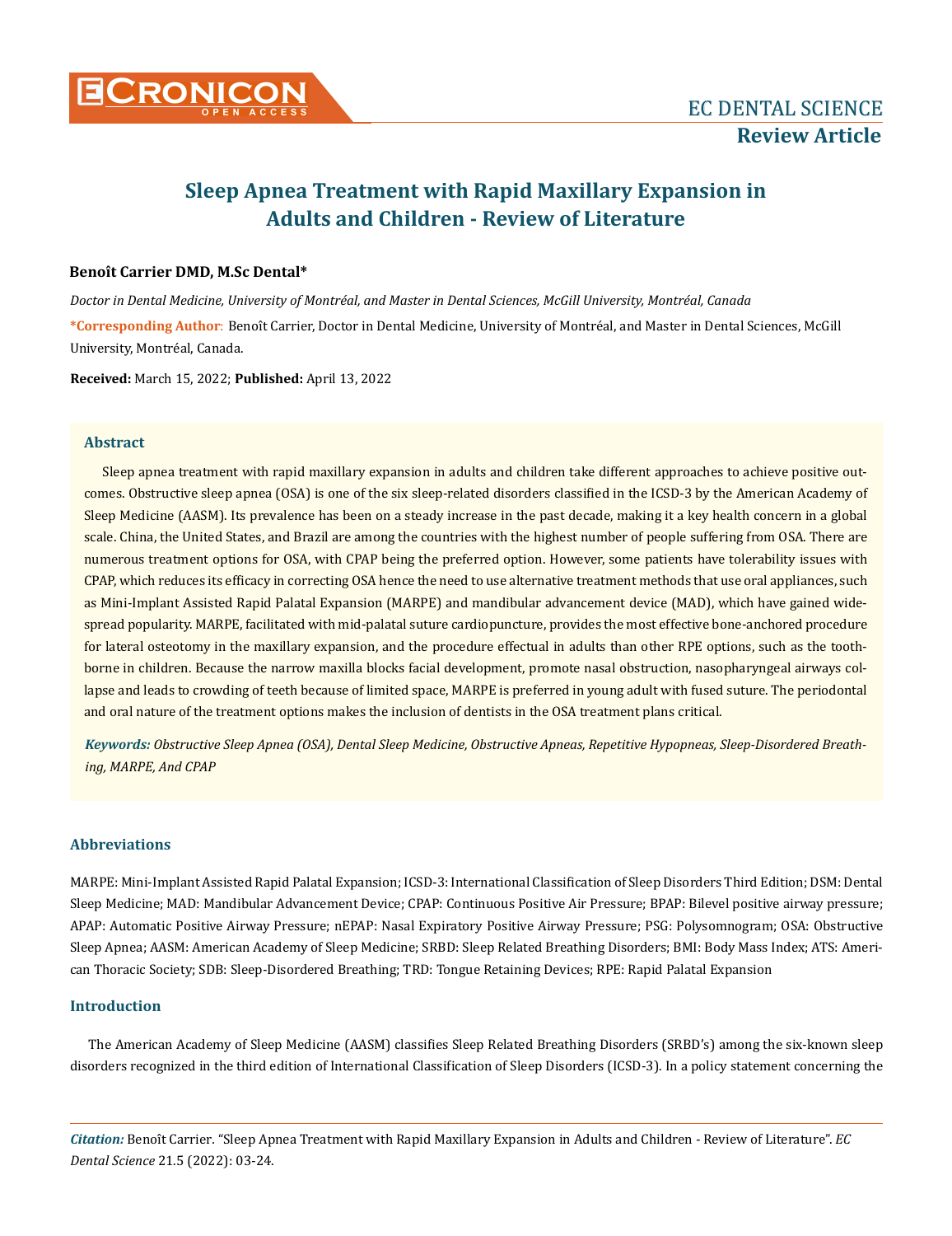# Sleep Apnea Treatment with Rapid Maxillary Expansion in Adults and Children - Review of Literature

**Benoît Carrier DMD, M.Sc Dental***

*Doctor in Dental Medicine, University of Montréal, and Master in Dental Sciences, McGill University, Montréal, Canada*

**\*Corresponding Author:** Benoît Carrier, Doctor in Dental Medicine, University of Montréal, and Master in Dental Sciences, McGill University, Montréal, Canada.

**Received:** March 15, 2022; **Published:** April 13, 2022

## Abstract

Sleep apnea treatment with rapid maxillary expansion in adults and children take different approaches to achieve positive outcomes. Obstructive sleep apnea (OSA) is one of the six sleep-related disorders classified in the ICSD-3 by the American Academy of Sleep Medicine (AASM). Its prevalence has been on a steady increase in the past decade, making it a key health concern in a global scale. China, the United States, and Brazil are among the countries with the highest number of people suffering from OSA. There are numerous treatment options for OSA, with CPAP being the preferred option. However, some patients have tolerability issues with CPAP, which reduces its efficacy in correcting OSA hence the need to use alternative treatment methods that use oral appliances, such as Mini-Implant Assisted Rapid Palatal Expansion (MARPE) and mandibular advancement device (MAD), which have gained widespread popularity. MARPE, facilitated with mid-palatal suture cardiopuncture, provides the most effective bone-anchored procedure for lateral osteotomy in the maxillary expansion, and the procedure effectual in adults than other RPE options, such as the tooth-borne in children. Because the narrow maxilla blocks facial development, promote nasal obstruction, nasopharyngeal airways collapse and leads to crowding of teeth because of limited space, MARPE is preferred in young adult with fused suture. The periodontal and oral nature of the treatment options makes the inclusion of dentists in the OSA treatment plans critical.

***Keywords:*** *Obstructive Sleep Apnea (OSA), Dental Sleep Medicine, Obstructive Apneas, Repetitive Hypopneas, Sleep-Disordered Breathing, MARPE, And CPAP*

## Abbreviations

MARPE: Mini-Implant Assisted Rapid Palatal Expansion; ICSD-3: International Classification of Sleep Disorders Third Edition; DSM: Dental Sleep Medicine; MAD: Mandibular Advancement Device; CPAP: Continuous Positive Air Pressure; BPAP: Bilevel positive airway pressure; APAP: Automatic Positive Airway Pressure; nEPAP: Nasal Expiratory Positive Airway Pressure; PSG: Polysomnogram; OSA: Obstructive Sleep Apnea; AASM: American Academy of Sleep Medicine; SRBD: Sleep Related Breathing Disorders; BMI: Body Mass Index; ATS: American Thoracic Society; SDB: Sleep-Disordered Breathing; TRD: Tongue Retaining Devices; RPE: Rapid Palatal Expansion

## Introduction

The American Academy of Sleep Medicine (AASM) classifies Sleep Related Breathing Disorders (SRBD's) among the six-known sleep disorders recognized in the third edition of International Classification of Sleep Disorders (ICSD-3). In a policy statement concerning the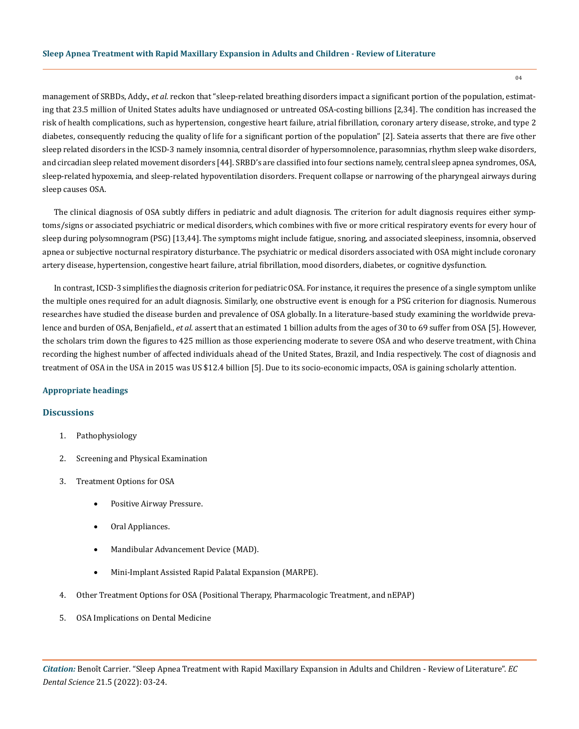management of SRBDs, Addy., *et al.* reckon that "sleep-related breathing disorders impact a significant portion of the population, estimating that 23.5 million of United States adults have undiagnosed or untreated OSA-costing billions [2,34]. The condition has increased the risk of health complications, such as hypertension, congestive heart failure, atrial fibrillation, coronary artery disease, stroke, and type 2 diabetes, consequently reducing the quality of life for a significant portion of the population" [2]. Sateia asserts that there are five other sleep related disorders in the ICSD-3 namely insomnia, central disorder of hypersomnolence, parasomnias, rhythm sleep wake disorders, and circadian sleep related movement disorders [44]. SRBD's are classified into four sections namely, central sleep apnea syndromes, OSA, sleep-related hypoxemia, and sleep-related hypoventilation disorders. Frequent collapse or narrowing of the pharyngeal airways during sleep causes OSA.

The clinical diagnosis of OSA subtly differs in pediatric and adult diagnosis. The criterion for adult diagnosis requires either symptoms/signs or associated psychiatric or medical disorders, which combines with five or more critical respiratory events for every hour of sleep during polysomnogram (PSG) [13,44]. The symptoms might include fatigue, snoring, and associated sleepiness, insomnia, observed apnea or subjective nocturnal respiratory disturbance. The psychiatric or medical disorders associated with OSA might include coronary artery disease, hypertension, congestive heart failure, atrial fibrillation, mood disorders, diabetes, or cognitive dysfunction.

In contrast, ICSD-3 simplifies the diagnosis criterion for pediatric OSA. For instance, it requires the presence of a single symptom unlike the multiple ones required for an adult diagnosis. Similarly, one obstructive event is enough for a PSG criterion for diagnosis. Numerous researches have studied the disease burden and prevalence of OSA globally. In a literature-based study examining the worldwide prevalence and burden of OSA, Benjafield., *et al.* assert that an estimated 1 billion adults from the ages of 30 to 69 suffer from OSA [5]. However, the scholars trim down the figures to 425 million as those experiencing moderate to severe OSA and who deserve treatment, with China recording the highest number of affected individuals ahead of the United States, Brazil, and India respectively. The cost of diagnosis and treatment of OSA in the USA in 2015 was US $12.4 billion [5]. Due to its socio-economic impacts, OSA is gaining scholarly attention.

### Appropriate headings

## Discussions

1. Pathophysiology
2. Screening and Physical Examination
3. Treatment Options for OSA
    - Positive Airway Pressure.
    - Oral Appliances.
    - Mandibular Advancement Device (MAD).
    - Mini-Implant Assisted Rapid Palatal Expansion (MARPE).
4. Other Treatment Options for OSA (Positional Therapy, Pharmacologic Treatment, and nEPAP)
5. OSA Implications on Dental Medicine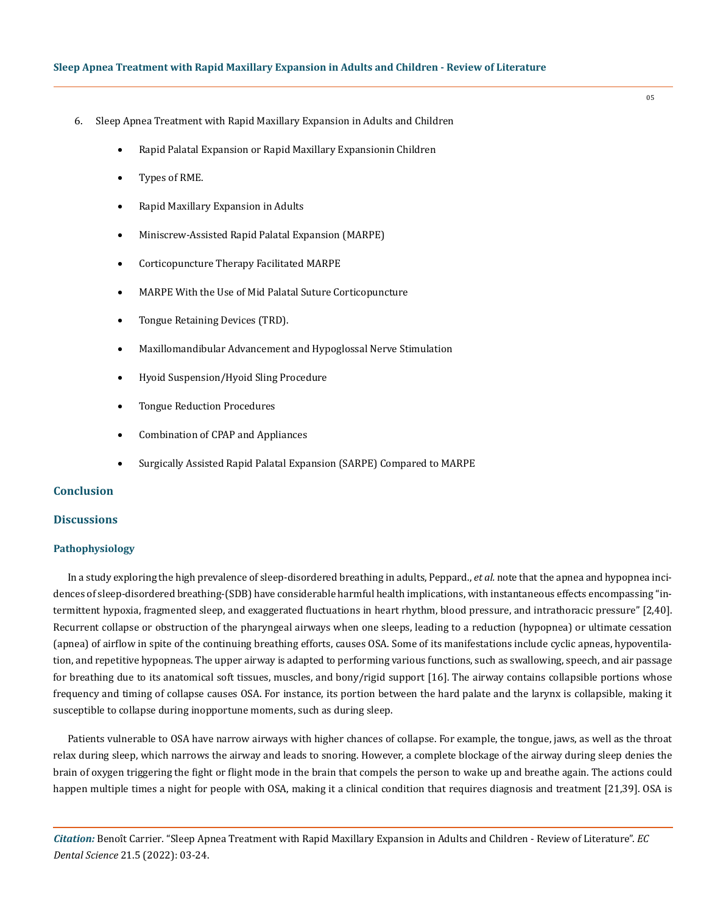6. Sleep Apnea Treatment with Rapid Maxillary Expansion in Adults and Children
    - Rapid Palatal Expansion or Rapid Maxillary Expansionin Children
    - Types of RME.
    - Rapid Maxillary Expansion in Adults
    - Miniscrew-Assisted Rapid Palatal Expansion (MARPE)
    - Corticopuncture Therapy Facilitated MARPE
    - MARPE With the Use of Mid Palatal Suture Corticopuncture
    - Tongue Retaining Devices (TRD).
    - Maxillomandibular Advancement and Hypoglossal Nerve Stimulation
    - Hyoid Suspension/Hyoid Sling Procedure
    - Tongue Reduction Procedures
    - Combination of CPAP and Appliances
    - Surgically Assisted Rapid Palatal Expansion (SARPE) Compared to MARPE

## Conclusion

## Discussions

### Pathophysiology

In a study exploring the high prevalence of sleep-disordered breathing in adults, Peppard., *et al.* note that the apnea and hypopnea incidences of sleep-disordered breathing-(SDB) have considerable harmful health implications, with instantaneous effects encompassing "intermittent hypoxia, fragmented sleep, and exaggerated fluctuations in heart rhythm, blood pressure, and intrathoracic pressure" [2,40]. Recurrent collapse or obstruction of the pharyngeal airways when one sleeps, leading to a reduction (hypopnea) or ultimate cessation (apnea) of airflow in spite of the continuing breathing efforts, causes OSA. Some of its manifestations include cyclic apneas, hypoventilation, and repetitive hypopneas. The upper airway is adapted to performing various functions, such as swallowing, speech, and air passage for breathing due to its anatomical soft tissues, muscles, and bony/rigid support [16]. The airway contains collapsible portions whose frequency and timing of collapse causes OSA. For instance, its portion between the hard palate and the larynx is collapsible, making it susceptible to collapse during inopportune moments, such as during sleep.

Patients vulnerable to OSA have narrow airways with higher chances of collapse. For example, the tongue, jaws, as well as the throat relax during sleep, which narrows the airway and leads to snoring. However, a complete blockage of the airway during sleep denies the brain of oxygen triggering the fight or flight mode in the brain that compels the person to wake up and breathe again. The actions could happen multiple times a night for people with OSA, making it a clinical condition that requires diagnosis and treatment [21,39]. OSA is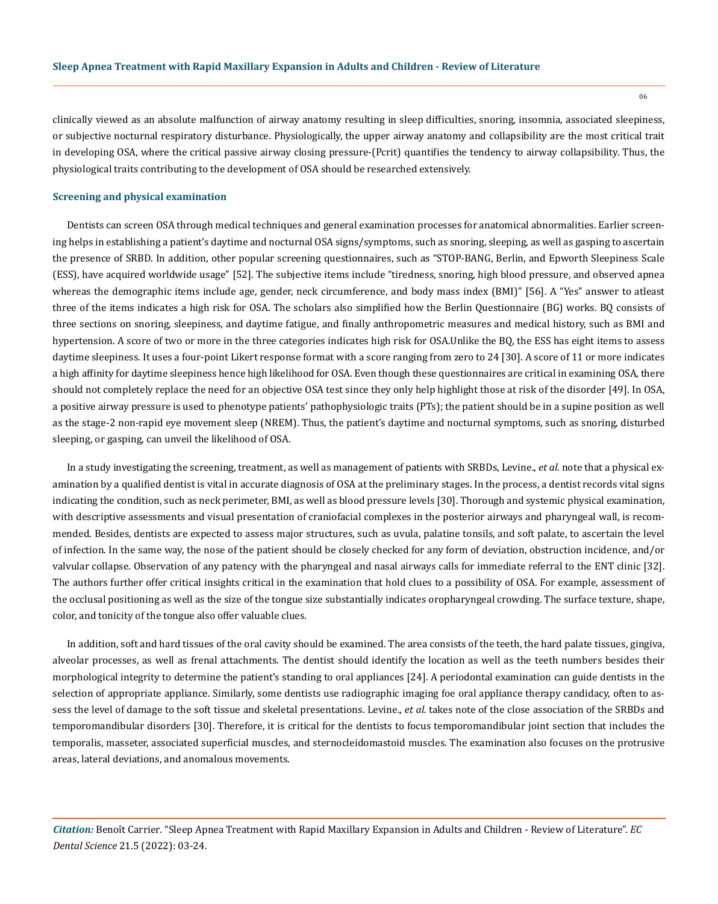clinically viewed as an absolute malfunction of airway anatomy resulting in sleep difficulties, snoring, insomnia, associated sleepiness, or subjective nocturnal respiratory disturbance. Physiologically, the upper airway anatomy and collapsibility are the most critical trait in developing OSA, where the critical passive airway closing pressure-(Pcrit) quantifies the tendency to airway collapsibility. Thus, the physiological traits contributing to the development of OSA should be researched extensively.

### Screening and physical examination

Dentists can screen OSA through medical techniques and general examination processes for anatomical abnormalities. Earlier screening helps in establishing a patient's daytime and nocturnal OSA signs/symptoms, such as snoring, sleeping, as well as gasping to ascertain the presence of SRBD. In addition, other popular screening questionnaires, such as "STOP-BANG, Berlin, and Epworth Sleepiness Scale (ESS), have acquired worldwide usage" [52]. The subjective items include "tiredness, snoring, high blood pressure, and observed apnea whereas the demographic items include age, gender, neck circumference, and body mass index (BMI)" [56]. A "Yes" answer to atleast three of the items indicates a high risk for OSA. The scholars also simplified how the Berlin Questionnaire (BG) works. BQ consists of three sections on snoring, sleepiness, and daytime fatigue, and finally anthropometric measures and medical history, such as BMI and hypertension. A score of two or more in the three categories indicates high risk for OSA.Unlike the BQ, the ESS has eight items to assess daytime sleepiness. It uses a four-point Likert response format with a score ranging from zero to 24 [30]. A score of 11 or more indicates a high affinity for daytime sleepiness hence high likelihood for OSA. Even though these questionnaires are critical in examining OSA, there should not completely replace the need for an objective OSA test since they only help highlight those at risk of the disorder [49]. In OSA, a positive airway pressure is used to phenotype patients' pathophysiologic traits (PTs); the patient should be in a supine position as well as the stage-2 non-rapid eye movement sleep (NREM). Thus, the patient's daytime and nocturnal symptoms, such as snoring, disturbed sleeping, or gasping, can unveil the likelihood of OSA.

In a study investigating the screening, treatment, as well as management of patients with SRBDs, Levine., *et al.* note that a physical examination by a qualified dentist is vital in accurate diagnosis of OSA at the preliminary stages. In the process, a dentist records vital signs indicating the condition, such as neck perimeter, BMI, as well as blood pressure levels [30]. Thorough and systemic physical examination, with descriptive assessments and visual presentation of craniofacial complexes in the posterior airways and pharyngeal wall, is recommended. Besides, dentists are expected to assess major structures, such as uvula, palatine tonsils, and soft palate, to ascertain the level of infection. In the same way, the nose of the patient should be closely checked for any form of deviation, obstruction incidence, and/or valvular collapse. Observation of any patency with the pharyngeal and nasal airways calls for immediate referral to the ENT clinic [32]. The authors further offer critical insights critical in the examination that hold clues to a possibility of OSA. For example, assessment of the occlusal positioning as well as the size of the tongue size substantially indicates oropharyngeal crowding. The surface texture, shape, color, and tonicity of the tongue also offer valuable clues.

In addition, soft and hard tissues of the oral cavity should be examined. The area consists of the teeth, the hard palate tissues, gingiva, alveolar processes, as well as frenal attachments. The dentist should identify the location as well as the teeth numbers besides their morphological integrity to determine the patient's standing to oral appliances [24]. A periodontal examination can guide dentists in the selection of appropriate appliance. Similarly, some dentists use radiographic imaging foe oral appliance therapy candidacy, often to assess the level of damage to the soft tissue and skeletal presentations. Levine., *et al.* takes note of the close association of the SRBDs and temporomandibular disorders [30]. Therefore, it is critical for the dentists to focus temporomandibular joint section that includes the temporalis, masseter, associated superficial muscles, and sternocleidomastoid muscles. The examination also focuses on the protrusive areas, lateral deviations, and anomalous movements.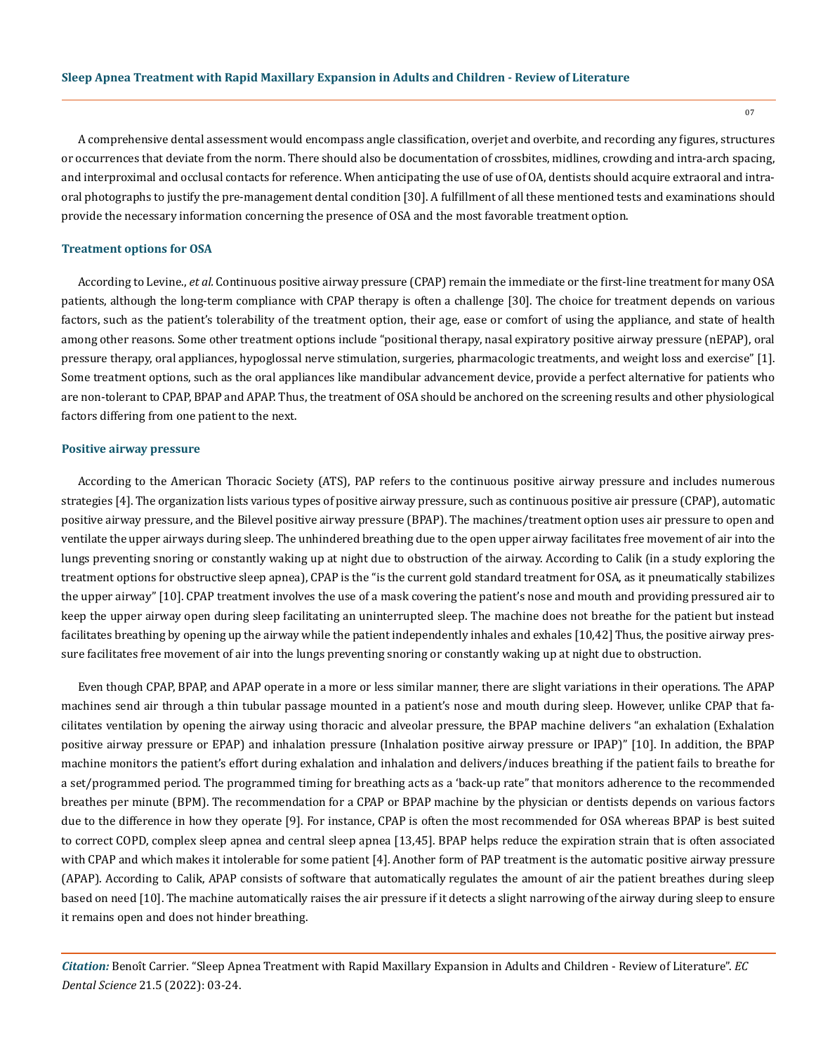A comprehensive dental assessment would encompass angle classification, overjet and overbite, and recording any figures, structures or occurrences that deviate from the norm. There should also be documentation of crossbites, midlines, crowding and intra-arch spacing, and interproximal and occlusal contacts for reference. When anticipating the use of use of OA, dentists should acquire extraoral and intraoral photographs to justify the pre-management dental condition [30]. A fulfillment of all these mentioned tests and examinations should provide the necessary information concerning the presence of OSA and the most favorable treatment option.

### Treatment options for OSA

According to Levine., *et al.* Continuous positive airway pressure (CPAP) remain the immediate or the first-line treatment for many OSA patients, although the long-term compliance with CPAP therapy is often a challenge [30]. The choice for treatment depends on various factors, such as the patient's tolerability of the treatment option, their age, ease or comfort of using the appliance, and state of health among other reasons. Some other treatment options include "positional therapy, nasal expiratory positive airway pressure (nEPAP), oral pressure therapy, oral appliances, hypoglossal nerve stimulation, surgeries, pharmacologic treatments, and weight loss and exercise" [1]. Some treatment options, such as the oral appliances like mandibular advancement device, provide a perfect alternative for patients who are non-tolerant to CPAP, BPAP and APAP. Thus, the treatment of OSA should be anchored on the screening results and other physiological factors differing from one patient to the next.

### Positive airway pressure

According to the American Thoracic Society (ATS), PAP refers to the continuous positive airway pressure and includes numerous strategies [4]. The organization lists various types of positive airway pressure, such as continuous positive air pressure (CPAP), automatic positive airway pressure, and the Bilevel positive airway pressure (BPAP). The machines/treatment option uses air pressure to open and ventilate the upper airways during sleep. The unhindered breathing due to the open upper airway facilitates free movement of air into the lungs preventing snoring or constantly waking up at night due to obstruction of the airway. According to Calik (in a study exploring the treatment options for obstructive sleep apnea), CPAP is the "is the current gold standard treatment for OSA, as it pneumatically stabilizes the upper airway" [10]. CPAP treatment involves the use of a mask covering the patient's nose and mouth and providing pressured air to keep the upper airway open during sleep facilitating an uninterrupted sleep. The machine does not breathe for the patient but instead facilitates breathing by opening up the airway while the patient independently inhales and exhales [10,42] Thus, the positive airway pressure facilitates free movement of air into the lungs preventing snoring or constantly waking up at night due to obstruction.

Even though CPAP, BPAP, and APAP operate in a more or less similar manner, there are slight variations in their operations. The APAP machines send air through a thin tubular passage mounted in a patient's nose and mouth during sleep. However, unlike CPAP that facilitates ventilation by opening the airway using thoracic and alveolar pressure, the BPAP machine delivers "an exhalation (Exhalation positive airway pressure or EPAP) and inhalation pressure (Inhalation positive airway pressure or IPAP)" [10]. In addition, the BPAP machine monitors the patient's effort during exhalation and inhalation and delivers/induces breathing if the patient fails to breathe for a set/programmed period. The programmed timing for breathing acts as a 'back-up rate" that monitors adherence to the recommended breathes per minute (BPM). The recommendation for a CPAP or BPAP machine by the physician or dentists depends on various factors due to the difference in how they operate [9]. For instance, CPAP is often the most recommended for OSA whereas BPAP is best suited to correct COPD, complex sleep apnea and central sleep apnea [13,45]. BPAP helps reduce the expiration strain that is often associated with CPAP and which makes it intolerable for some patient [4]. Another form of PAP treatment is the automatic positive airway pressure (APAP). According to Calik, APAP consists of software that automatically regulates the amount of air the patient breathes during sleep based on need [10]. The machine automatically raises the air pressure if it detects a slight narrowing of the airway during sleep to ensure it remains open and does not hinder breathing.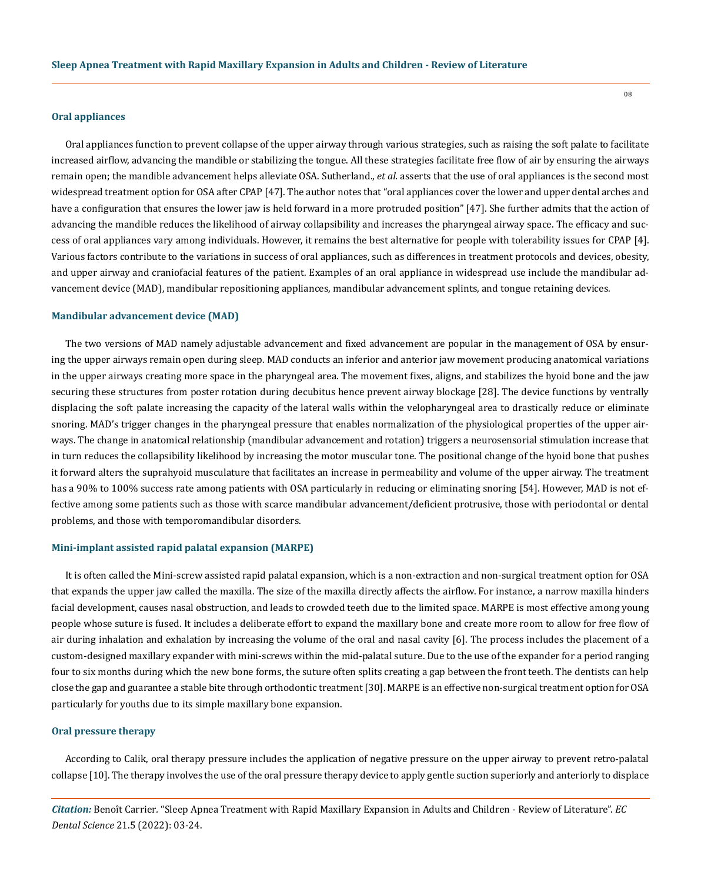### Oral appliances

Oral appliances function to prevent collapse of the upper airway through various strategies, such as raising the soft palate to facilitate increased airflow, advancing the mandible or stabilizing the tongue. All these strategies facilitate free flow of air by ensuring the airways remain open; the mandible advancement helps alleviate OSA. Sutherland., *et al.* asserts that the use of oral appliances is the second most widespread treatment option for OSA after CPAP [47]. The author notes that "oral appliances cover the lower and upper dental arches and have a configuration that ensures the lower jaw is held forward in a more protruded position" [47]. She further admits that the action of advancing the mandible reduces the likelihood of airway collapsibility and increases the pharyngeal airway space. The efficacy and success of oral appliances vary among individuals. However, it remains the best alternative for people with tolerability issues for CPAP [4]. Various factors contribute to the variations in success of oral appliances, such as differences in treatment protocols and devices, obesity, and upper airway and craniofacial features of the patient. Examples of an oral appliance in widespread use include the mandibular advancement device (MAD), mandibular repositioning appliances, mandibular advancement splints, and tongue retaining devices.

### Mandibular advancement device (MAD)

The two versions of MAD namely adjustable advancement and fixed advancement are popular in the management of OSA by ensuring the upper airways remain open during sleep. MAD conducts an inferior and anterior jaw movement producing anatomical variations in the upper airways creating more space in the pharyngeal area. The movement fixes, aligns, and stabilizes the hyoid bone and the jaw securing these structures from poster rotation during decubitus hence prevent airway blockage [28]. The device functions by ventrally displacing the soft palate increasing the capacity of the lateral walls within the velopharyngeal area to drastically reduce or eliminate snoring. MAD's trigger changes in the pharyngeal pressure that enables normalization of the physiological properties of the upper airways. The change in anatomical relationship (mandibular advancement and rotation) triggers a neurosensorial stimulation increase that in turn reduces the collapsibility likelihood by increasing the motor muscular tone. The positional change of the hyoid bone that pushes it forward alters the suprahyoid musculature that facilitates an increase in permeability and volume of the upper airway. The treatment has a 90% to 100% success rate among patients with OSA particularly in reducing or eliminating snoring [54]. However, MAD is not effective among some patients such as those with scarce mandibular advancement/deficient protrusive, those with periodontal or dental problems, and those with temporomandibular disorders.

### Mini-implant assisted rapid palatal expansion (MARPE)

It is often called the Mini-screw assisted rapid palatal expansion, which is a non-extraction and non-surgical treatment option for OSA that expands the upper jaw called the maxilla. The size of the maxilla directly affects the airflow. For instance, a narrow maxilla hinders facial development, causes nasal obstruction, and leads to crowded teeth due to the limited space. MARPE is most effective among young people whose suture is fused. It includes a deliberate effort to expand the maxillary bone and create more room to allow for free flow of air during inhalation and exhalation by increasing the volume of the oral and nasal cavity [6]. The process includes the placement of a custom-designed maxillary expander with mini-screws within the mid-palatal suture. Due to the use of the expander for a period ranging four to six months during which the new bone forms, the suture often splits creating a gap between the front teeth. The dentists can help close the gap and guarantee a stable bite through orthodontic treatment [30]. MARPE is an effective non-surgical treatment option for OSA particularly for youths due to its simple maxillary bone expansion.

### Oral pressure therapy

According to Calik, oral therapy pressure includes the application of negative pressure on the upper airway to prevent retro-palatal collapse [10]. The therapy involves the use of the oral pressure therapy device to apply gentle suction superiorly and anteriorly to displace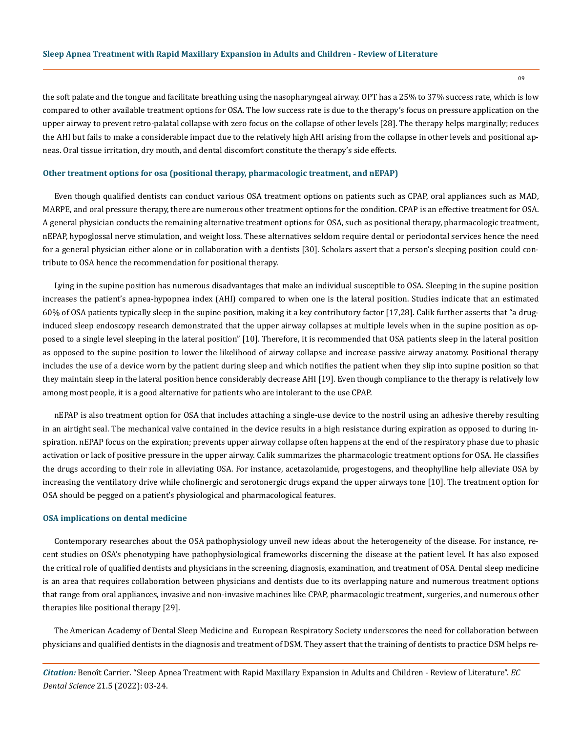the soft palate and the tongue and facilitate breathing using the nasopharyngeal airway. OPT has a 25% to 37% success rate, which is low compared to other available treatment options for OSA. The low success rate is due to the therapy's focus on pressure application on the upper airway to prevent retro-palatal collapse with zero focus on the collapse of other levels [28]. The therapy helps marginally; reduces the AHI but fails to make a considerable impact due to the relatively high AHI arising from the collapse in other levels and positional apneas. Oral tissue irritation, dry mouth, and dental discomfort constitute the therapy's side effects.

### Other treatment options for osa (positional therapy, pharmacologic treatment, and nEPAP)

Even though qualified dentists can conduct various OSA treatment options on patients such as CPAP, oral appliances such as MAD, MARPE, and oral pressure therapy, there are numerous other treatment options for the condition. CPAP is an effective treatment for OSA. A general physician conducts the remaining alternative treatment options for OSA, such as positional therapy, pharmacologic treatment, nEPAP, hypoglossal nerve stimulation, and weight loss. These alternatives seldom require dental or periodontal services hence the need for a general physician either alone or in collaboration with a dentists [30]. Scholars assert that a person's sleeping position could contribute to OSA hence the recommendation for positional therapy.

Lying in the supine position has numerous disadvantages that make an individual susceptible to OSA. Sleeping in the supine position increases the patient's apnea-hypopnea index (AHI) compared to when one is the lateral position. Studies indicate that an estimated 60% of OSA patients typically sleep in the supine position, making it a key contributory factor [17,28]. Calik further asserts that "a drug-induced sleep endoscopy research demonstrated that the upper airway collapses at multiple levels when in the supine position as opposed to a single level sleeping in the lateral position" [10]. Therefore, it is recommended that OSA patients sleep in the lateral position as opposed to the supine position to lower the likelihood of airway collapse and increase passive airway anatomy. Positional therapy includes the use of a device worn by the patient during sleep and which notifies the patient when they slip into supine position so that they maintain sleep in the lateral position hence considerably decrease AHI [19]. Even though compliance to the therapy is relatively low among most people, it is a good alternative for patients who are intolerant to the use CPAP.

nEPAP is also treatment option for OSA that includes attaching a single-use device to the nostril using an adhesive thereby resulting in an airtight seal. The mechanical valve contained in the device results in a high resistance during expiration as opposed to during inspiration. nEPAP focus on the expiration; prevents upper airway collapse often happens at the end of the respiratory phase due to phasic activation or lack of positive pressure in the upper airway. Calik summarizes the pharmacologic treatment options for OSA. He classifies the drugs according to their role in alleviating OSA. For instance, acetazolamide, progestogens, and theophylline help alleviate OSA by increasing the ventilatory drive while cholinergic and serotonergic drugs expand the upper airways tone [10]. The treatment option for OSA should be pegged on a patient's physiological and pharmacological features.

### OSA implications on dental medicine

Contemporary researches about the OSA pathophysiology unveil new ideas about the heterogeneity of the disease. For instance, recent studies on OSA's phenotyping have pathophysiological frameworks discerning the disease at the patient level. It has also exposed the critical role of qualified dentists and physicians in the screening, diagnosis, examination, and treatment of OSA. Dental sleep medicine is an area that requires collaboration between physicians and dentists due to its overlapping nature and numerous treatment options that range from oral appliances, invasive and non-invasive machines like CPAP, pharmacologic treatment, surgeries, and numerous other therapies like positional therapy [29].

The American Academy of Dental Sleep Medicine and European Respiratory Society underscores the need for collaboration between physicians and qualified dentists in the diagnosis and treatment of DSM. They assert that the training of dentists to practice DSM helps re-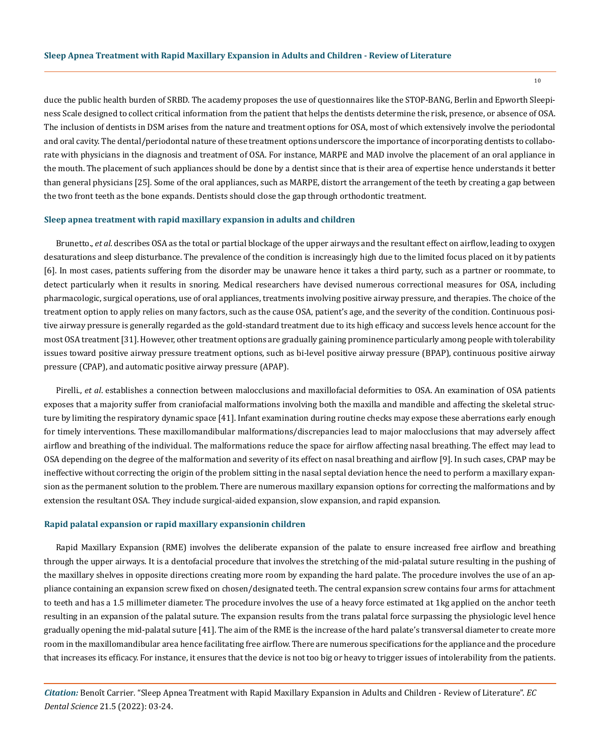duce the public health burden of SRBD. The academy proposes the use of questionnaires like the STOP-BANG, Berlin and Epworth Sleepiness Scale designed to collect critical information from the patient that helps the dentists determine the risk, presence, or absence of OSA. The inclusion of dentists in DSM arises from the nature and treatment options for OSA, most of which extensively involve the periodontal and oral cavity. The dental/periodontal nature of these treatment options underscore the importance of incorporating dentists to collaborate with physicians in the diagnosis and treatment of OSA. For instance, MARPE and MAD involve the placement of an oral appliance in the mouth. The placement of such appliances should be done by a dentist since that is their area of expertise hence understands it better than general physicians [25]. Some of the oral appliances, such as MARPE, distort the arrangement of the teeth by creating a gap between the two front teeth as the bone expands. Dentists should close the gap through orthodontic treatment.

### Sleep apnea treatment with rapid maxillary expansion in adults and children

Brunetto., *et al*. describes OSA as the total or partial blockage of the upper airways and the resultant effect on airflow, leading to oxygen desaturations and sleep disturbance. The prevalence of the condition is increasingly high due to the limited focus placed on it by patients [6]. In most cases, patients suffering from the disorder may be unaware hence it takes a third party, such as a partner or roommate, to detect particularly when it results in snoring. Medical researchers have devised numerous correctional measures for OSA, including pharmacologic, surgical operations, use of oral appliances, treatments involving positive airway pressure, and therapies. The choice of the treatment option to apply relies on many factors, such as the cause OSA, patient's age, and the severity of the condition. Continuous positive airway pressure is generally regarded as the gold-standard treatment due to its high efficacy and success levels hence account for the most OSA treatment [31]. However, other treatment options are gradually gaining prominence particularly among people with tolerability issues toward positive airway pressure treatment options, such as bi-level positive airway pressure (BPAP), continuous positive airway pressure (CPAP), and automatic positive airway pressure (APAP).

Pirelli., *et al*. establishes a connection between malocclusions and maxillofacial deformities to OSA. An examination of OSA patients exposes that a majority suffer from craniofacial malformations involving both the maxilla and mandible and affecting the skeletal structure by limiting the respiratory dynamic space [41]. Infant examination during routine checks may expose these aberrations early enough for timely interventions. These maxillomandibular malformations/discrepancies lead to major malocclusions that may adversely affect airflow and breathing of the individual. The malformations reduce the space for airflow affecting nasal breathing. The effect may lead to OSA depending on the degree of the malformation and severity of its effect on nasal breathing and airflow [9]. In such cases, CPAP may be ineffective without correcting the origin of the problem sitting in the nasal septal deviation hence the need to perform a maxillary expansion as the permanent solution to the problem. There are numerous maxillary expansion options for correcting the malformations and by extension the resultant OSA. They include surgical-aided expansion, slow expansion, and rapid expansion.

### Rapid palatal expansion or rapid maxillary expansionin children

Rapid Maxillary Expansion (RME) involves the deliberate expansion of the palate to ensure increased free airflow and breathing through the upper airways. It is a dentofacial procedure that involves the stretching of the mid-palatal suture resulting in the pushing of the maxillary shelves in opposite directions creating more room by expanding the hard palate. The procedure involves the use of an appliance containing an expansion screw fixed on chosen/designated teeth. The central expansion screw contains four arms for attachment to teeth and has a 1.5 millimeter diameter. The procedure involves the use of a heavy force estimated at 1kg applied on the anchor teeth resulting in an expansion of the palatal suture. The expansion results from the trans palatal force surpassing the physiologic level hence gradually opening the mid-palatal suture [41]. The aim of the RME is the increase of the hard palate's transversal diameter to create more room in the maxillomandibular area hence facilitating free airflow. There are numerous specifications for the appliance and the procedure that increases its efficacy. For instance, it ensures that the device is not too big or heavy to trigger issues of intolerability from the patients.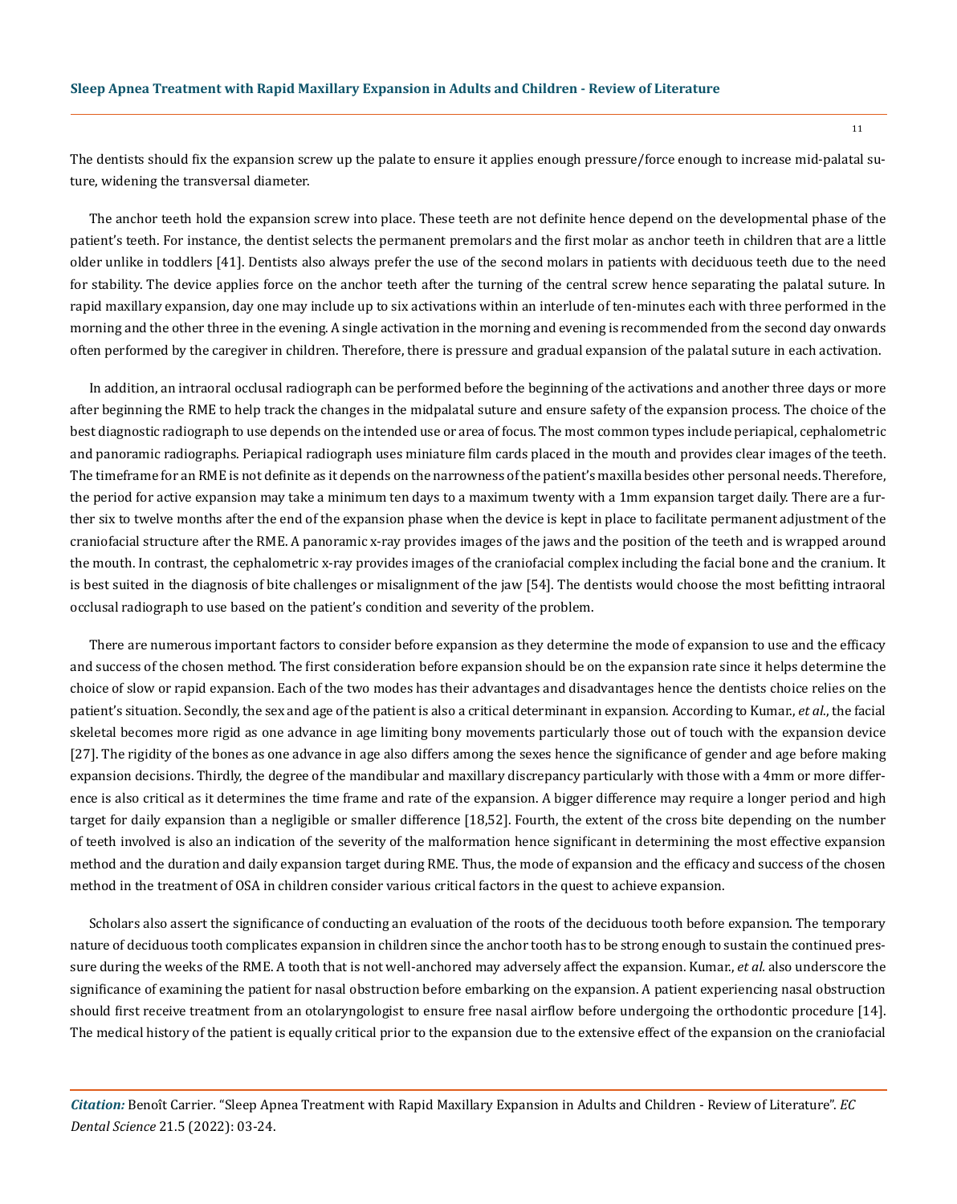The dentists should fix the expansion screw up the palate to ensure it applies enough pressure/force enough to increase mid-palatal suture, widening the transversal diameter.

The anchor teeth hold the expansion screw into place. These teeth are not definite hence depend on the developmental phase of the patient's teeth. For instance, the dentist selects the permanent premolars and the first molar as anchor teeth in children that are a little older unlike in toddlers [41]. Dentists also always prefer the use of the second molars in patients with deciduous teeth due to the need for stability. The device applies force on the anchor teeth after the turning of the central screw hence separating the palatal suture. In rapid maxillary expansion, day one may include up to six activations within an interlude of ten-minutes each with three performed in the morning and the other three in the evening. A single activation in the morning and evening is recommended from the second day onwards often performed by the caregiver in children. Therefore, there is pressure and gradual expansion of the palatal suture in each activation.

In addition, an intraoral occlusal radiograph can be performed before the beginning of the activations and another three days or more after beginning the RME to help track the changes in the midpalatal suture and ensure safety of the expansion process. The choice of the best diagnostic radiograph to use depends on the intended use or area of focus. The most common types include periapical, cephalometric and panoramic radiographs. Periapical radiograph uses miniature film cards placed in the mouth and provides clear images of the teeth. The timeframe for an RME is not definite as it depends on the narrowness of the patient's maxilla besides other personal needs. Therefore, the period for active expansion may take a minimum ten days to a maximum twenty with a 1mm expansion target daily. There are a further six to twelve months after the end of the expansion phase when the device is kept in place to facilitate permanent adjustment of the craniofacial structure after the RME. A panoramic x-ray provides images of the jaws and the position of the teeth and is wrapped around the mouth. In contrast, the cephalometric x-ray provides images of the craniofacial complex including the facial bone and the cranium. It is best suited in the diagnosis of bite challenges or misalignment of the jaw [54]. The dentists would choose the most befitting intraoral occlusal radiograph to use based on the patient's condition and severity of the problem.

There are numerous important factors to consider before expansion as they determine the mode of expansion to use and the efficacy and success of the chosen method. The first consideration before expansion should be on the expansion rate since it helps determine the choice of slow or rapid expansion. Each of the two modes has their advantages and disadvantages hence the dentists choice relies on the patient's situation. Secondly, the sex and age of the patient is also a critical determinant in expansion. According to Kumar., *et al.*, the facial skeletal becomes more rigid as one advance in age limiting bony movements particularly those out of touch with the expansion device [27]. The rigidity of the bones as one advance in age also differs among the sexes hence the significance of gender and age before making expansion decisions. Thirdly, the degree of the mandibular and maxillary discrepancy particularly with those with a 4mm or more difference is also critical as it determines the time frame and rate of the expansion. A bigger difference may require a longer period and high target for daily expansion than a negligible or smaller difference [18,52]. Fourth, the extent of the cross bite depending on the number of teeth involved is also an indication of the severity of the malformation hence significant in determining the most effective expansion method and the duration and daily expansion target during RME. Thus, the mode of expansion and the efficacy and success of the chosen method in the treatment of OSA in children consider various critical factors in the quest to achieve expansion.

Scholars also assert the significance of conducting an evaluation of the roots of the deciduous tooth before expansion. The temporary nature of deciduous tooth complicates expansion in children since the anchor tooth has to be strong enough to sustain the continued pressure during the weeks of the RME. A tooth that is not well-anchored may adversely affect the expansion. Kumar., *et al.* also underscore the significance of examining the patient for nasal obstruction before embarking on the expansion. A patient experiencing nasal obstruction should first receive treatment from an otolaryngologist to ensure free nasal airflow before undergoing the orthodontic procedure [14]. The medical history of the patient is equally critical prior to the expansion due to the extensive effect of the expansion on the craniofacial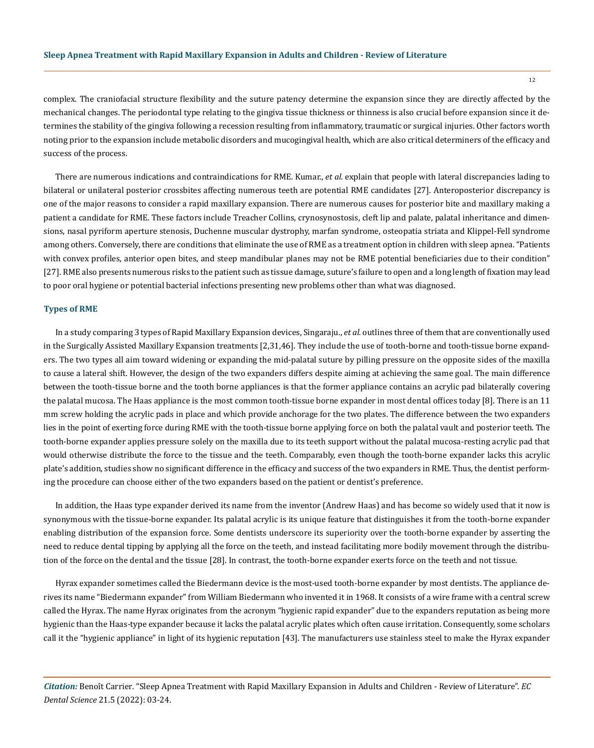complex. The craniofacial structure flexibility and the suture patency determine the expansion since they are directly affected by the mechanical changes. The periodontal type relating to the gingiva tissue thickness or thinness is also crucial before expansion since it determines the stability of the gingiva following a recession resulting from inflammatory, traumatic or surgical injuries. Other factors worth noting prior to the expansion include metabolic disorders and mucogingival health, which are also critical determiners of the efficacy and success of the process.

There are numerous indications and contraindications for RME. Kumar., *et al.* explain that people with lateral discrepancies lading to bilateral or unilateral posterior crossbites affecting numerous teeth are potential RME candidates [27]. Anteroposterior discrepancy is one of the major reasons to consider a rapid maxillary expansion. There are numerous causes for posterior bite and maxillary making a patient a candidate for RME. These factors include Treacher Collins, crynosynostosis, cleft lip and palate, palatal inheritance and dimensions, nasal pyriform aperture stenosis, Duchenne muscular dystrophy, marfan syndrome, osteopatia striata and Klippel-Fell syndrome among others. Conversely, there are conditions that eliminate the use of RME as a treatment option in children with sleep apnea. "Patients with convex profiles, anterior open bites, and steep mandibular planes may not be RME potential beneficiaries due to their condition" [27]. RME also presents numerous risks to the patient such as tissue damage, suture's failure to open and a long length of fixation may lead to poor oral hygiene or potential bacterial infections presenting new problems other than what was diagnosed.

### Types of RME

In a study comparing 3 types of Rapid Maxillary Expansion devices, Singaraju., *et al.* outlines three of them that are conventionally used in the Surgically Assisted Maxillary Expansion treatments [2,31,46]. They include the use of tooth-borne and tooth-tissue borne expanders. The two types all aim toward widening or expanding the mid-palatal suture by pilling pressure on the opposite sides of the maxilla to cause a lateral shift. However, the design of the two expanders differs despite aiming at achieving the same goal. The main difference between the tooth-tissue borne and the tooth borne appliances is that the former appliance contains an acrylic pad bilaterally covering the palatal mucosa. The Haas appliance is the most common tooth-tissue borne expander in most dental offices today [8]. There is an 11 mm screw holding the acrylic pads in place and which provide anchorage for the two plates. The difference between the two expanders lies in the point of exerting force during RME with the tooth-tissue borne applying force on both the palatal vault and posterior teeth. The tooth-borne expander applies pressure solely on the maxilla due to its teeth support without the palatal mucosa-resting acrylic pad that would otherwise distribute the force to the tissue and the teeth. Comparably, even though the tooth-borne expander lacks this acrylic plate's addition, studies show no significant difference in the efficacy and success of the two expanders in RME. Thus, the dentist performing the procedure can choose either of the two expanders based on the patient or dentist's preference.

In addition, the Haas type expander derived its name from the inventor (Andrew Haas) and has become so widely used that it now is synonymous with the tissue-borne expander. Its palatal acrylic is its unique feature that distinguishes it from the tooth-borne expander enabling distribution of the expansion force. Some dentists underscore its superiority over the tooth-borne expander by asserting the need to reduce dental tipping by applying all the force on the teeth, and instead facilitating more bodily movement through the distribution of the force on the dental and the tissue [28]. In contrast, the tooth-borne expander exerts force on the teeth and not tissue.

Hyrax expander sometimes called the Biedermann device is the most-used tooth-borne expander by most dentists. The appliance derives its name "Biedermann expander" from William Biedermann who invented it in 1968. It consists of a wire frame with a central screw called the Hyrax. The name Hyrax originates from the acronym "hygienic rapid expander" due to the expanders reputation as being more hygienic than the Haas-type expander because it lacks the palatal acrylic plates which often cause irritation. Consequently, some scholars call it the "hygienic appliance" in light of its hygienic reputation [43]. The manufacturers use stainless steel to make the Hyrax expander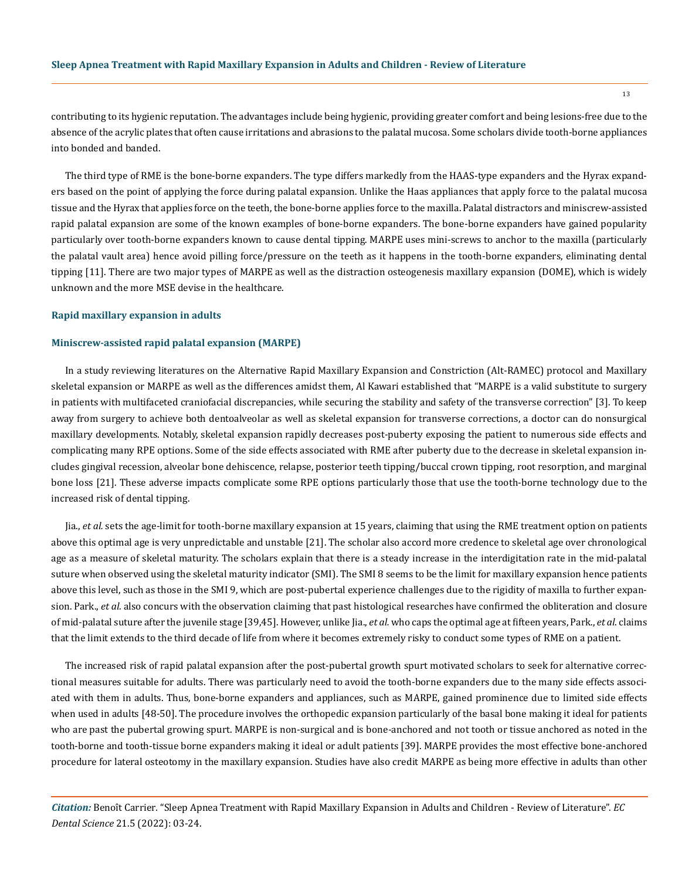contributing to its hygienic reputation. The advantages include being hygienic, providing greater comfort and being lesions-free due to the absence of the acrylic plates that often cause irritations and abrasions to the palatal mucosa. Some scholars divide tooth-borne appliances into bonded and banded.

The third type of RME is the bone-borne expanders. The type differs markedly from the HAAS-type expanders and the Hyrax expanders based on the point of applying the force during palatal expansion. Unlike the Haas appliances that apply force to the palatal mucosa tissue and the Hyrax that applies force on the teeth, the bone-borne applies force to the maxilla. Palatal distractors and miniscrew-assisted rapid palatal expansion are some of the known examples of bone-borne expanders. The bone-borne expanders have gained popularity particularly over tooth-borne expanders known to cause dental tipping. MARPE uses mini-screws to anchor to the maxilla (particularly the palatal vault area) hence avoid pilling force/pressure on the teeth as it happens in the tooth-borne expanders, eliminating dental tipping [11]. There are two major types of MARPE as well as the distraction osteogenesis maxillary expansion (DOME), which is widely unknown and the more MSE devise in the healthcare.

### Rapid maxillary expansion in adults

### Miniscrew-assisted rapid palatal expansion (MARPE)

In a study reviewing literatures on the Alternative Rapid Maxillary Expansion and Constriction (Alt-RAMEC) protocol and Maxillary skeletal expansion or MARPE as well as the differences amidst them, Al Kawari established that "MARPE is a valid substitute to surgery in patients with multifaceted craniofacial discrepancies, while securing the stability and safety of the transverse correction" [3]. To keep away from surgery to achieve both dentoalveolar as well as skeletal expansion for transverse corrections, a doctor can do nonsurgical maxillary developments. Notably, skeletal expansion rapidly decreases post-puberty exposing the patient to numerous side effects and complicating many RPE options. Some of the side effects associated with RME after puberty due to the decrease in skeletal expansion includes gingival recession, alveolar bone dehiscence, relapse, posterior teeth tipping/buccal crown tipping, root resorption, and marginal bone loss [21]. These adverse impacts complicate some RPE options particularly those that use the tooth-borne technology due to the increased risk of dental tipping.

Jia., *et al.* sets the age-limit for tooth-borne maxillary expansion at 15 years, claiming that using the RME treatment option on patients above this optimal age is very unpredictable and unstable [21]. The scholar also accord more credence to skeletal age over chronological age as a measure of skeletal maturity. The scholars explain that there is a steady increase in the interdigitation rate in the mid-palatal suture when observed using the skeletal maturity indicator (SMI). The SMI 8 seems to be the limit for maxillary expansion hence patients above this level, such as those in the SMI 9, which are post-pubertal experience challenges due to the rigidity of maxilla to further expansion. Park., *et al.* also concurs with the observation claiming that past histological researches have confirmed the obliteration and closure of mid-palatal suture after the juvenile stage [39,45]. However, unlike Jia., *et al.* who caps the optimal age at fifteen years, Park., *et al.* claims that the limit extends to the third decade of life from where it becomes extremely risky to conduct some types of RME on a patient.

The increased risk of rapid palatal expansion after the post-pubertal growth spurt motivated scholars to seek for alternative correctional measures suitable for adults. There was particularly need to avoid the tooth-borne expanders due to the many side effects associated with them in adults. Thus, bone-borne expanders and appliances, such as MARPE, gained prominence due to limited side effects when used in adults [48-50]. The procedure involves the orthopedic expansion particularly of the basal bone making it ideal for patients who are past the pubertal growing spurt. MARPE is non-surgical and is bone-anchored and not tooth or tissue anchored as noted in the tooth-borne and tooth-tissue borne expanders making it ideal or adult patients [39]. MARPE provides the most effective bone-anchored procedure for lateral osteotomy in the maxillary expansion. Studies have also credit MARPE as being more effective in adults than other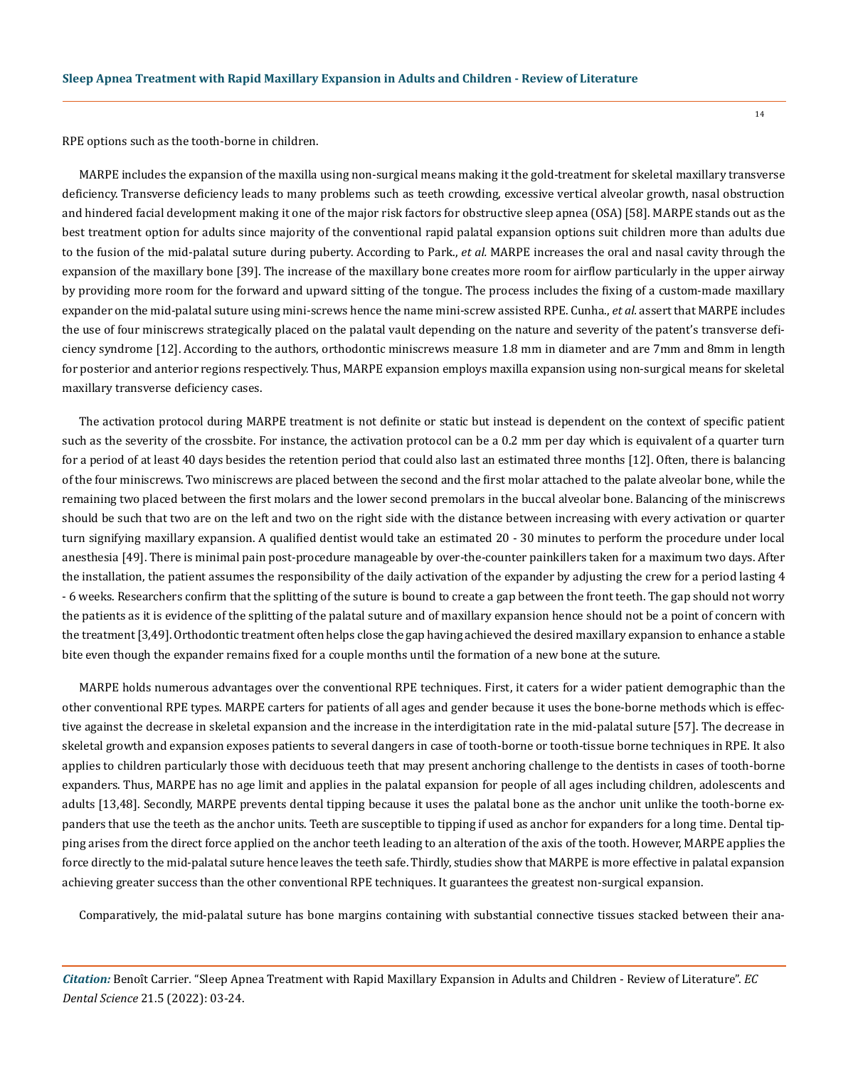RPE options such as the tooth-borne in children.

MARPE includes the expansion of the maxilla using non-surgical means making it the gold-treatment for skeletal maxillary transverse deficiency. Transverse deficiency leads to many problems such as teeth crowding, excessive vertical alveolar growth, nasal obstruction and hindered facial development making it one of the major risk factors for obstructive sleep apnea (OSA) [58]. MARPE stands out as the best treatment option for adults since majority of the conventional rapid palatal expansion options suit children more than adults due to the fusion of the mid-palatal suture during puberty. According to Park., *et al.* MARPE increases the oral and nasal cavity through the expansion of the maxillary bone [39]. The increase of the maxillary bone creates more room for airflow particularly in the upper airway by providing more room for the forward and upward sitting of the tongue. The process includes the fixing of a custom-made maxillary expander on the mid-palatal suture using mini-screws hence the name mini-screw assisted RPE. Cunha., *et al.* assert that MARPE includes the use of four miniscrews strategically placed on the palatal vault depending on the nature and severity of the patent's transverse deficiency syndrome [12]. According to the authors, orthodontic miniscrews measure 1.8 mm in diameter and are 7mm and 8mm in length for posterior and anterior regions respectively. Thus, MARPE expansion employs maxilla expansion using non-surgical means for skeletal maxillary transverse deficiency cases.

The activation protocol during MARPE treatment is not definite or static but instead is dependent on the context of specific patient such as the severity of the crossbite. For instance, the activation protocol can be a 0.2 mm per day which is equivalent of a quarter turn for a period of at least 40 days besides the retention period that could also last an estimated three months [12]. Often, there is balancing of the four miniscrews. Two miniscrews are placed between the second and the first molar attached to the palate alveolar bone, while the remaining two placed between the first molars and the lower second premolars in the buccal alveolar bone. Balancing of the miniscrews should be such that two are on the left and two on the right side with the distance between increasing with every activation or quarter turn signifying maxillary expansion. A qualified dentist would take an estimated 20 - 30 minutes to perform the procedure under local anesthesia [49]. There is minimal pain post-procedure manageable by over-the-counter painkillers taken for a maximum two days. After the installation, the patient assumes the responsibility of the daily activation of the expander by adjusting the crew for a period lasting 4 - 6 weeks. Researchers confirm that the splitting of the suture is bound to create a gap between the front teeth. The gap should not worry the patients as it is evidence of the splitting of the palatal suture and of maxillary expansion hence should not be a point of concern with the treatment [3,49]. Orthodontic treatment often helps close the gap having achieved the desired maxillary expansion to enhance a stable bite even though the expander remains fixed for a couple months until the formation of a new bone at the suture.

MARPE holds numerous advantages over the conventional RPE techniques. First, it caters for a wider patient demographic than the other conventional RPE types. MARPE carters for patients of all ages and gender because it uses the bone-borne methods which is effective against the decrease in skeletal expansion and the increase in the interdigitation rate in the mid-palatal suture [57]. The decrease in skeletal growth and expansion exposes patients to several dangers in case of tooth-borne or tooth-tissue borne techniques in RPE. It also applies to children particularly those with deciduous teeth that may present anchoring challenge to the dentists in cases of tooth-borne expanders. Thus, MARPE has no age limit and applies in the palatal expansion for people of all ages including children, adolescents and adults [13,48]. Secondly, MARPE prevents dental tipping because it uses the palatal bone as the anchor unit unlike the tooth-borne expanders that use the teeth as the anchor units. Teeth are susceptible to tipping if used as anchor for expanders for a long time. Dental tipping arises from the direct force applied on the anchor teeth leading to an alteration of the axis of the tooth. However, MARPE applies the force directly to the mid-palatal suture hence leaves the teeth safe. Thirdly, studies show that MARPE is more effective in palatal expansion achieving greater success than the other conventional RPE techniques. It guarantees the greatest non-surgical expansion.

Comparatively, the mid-palatal suture has bone margins containing with substantial connective tissues stacked between their ana-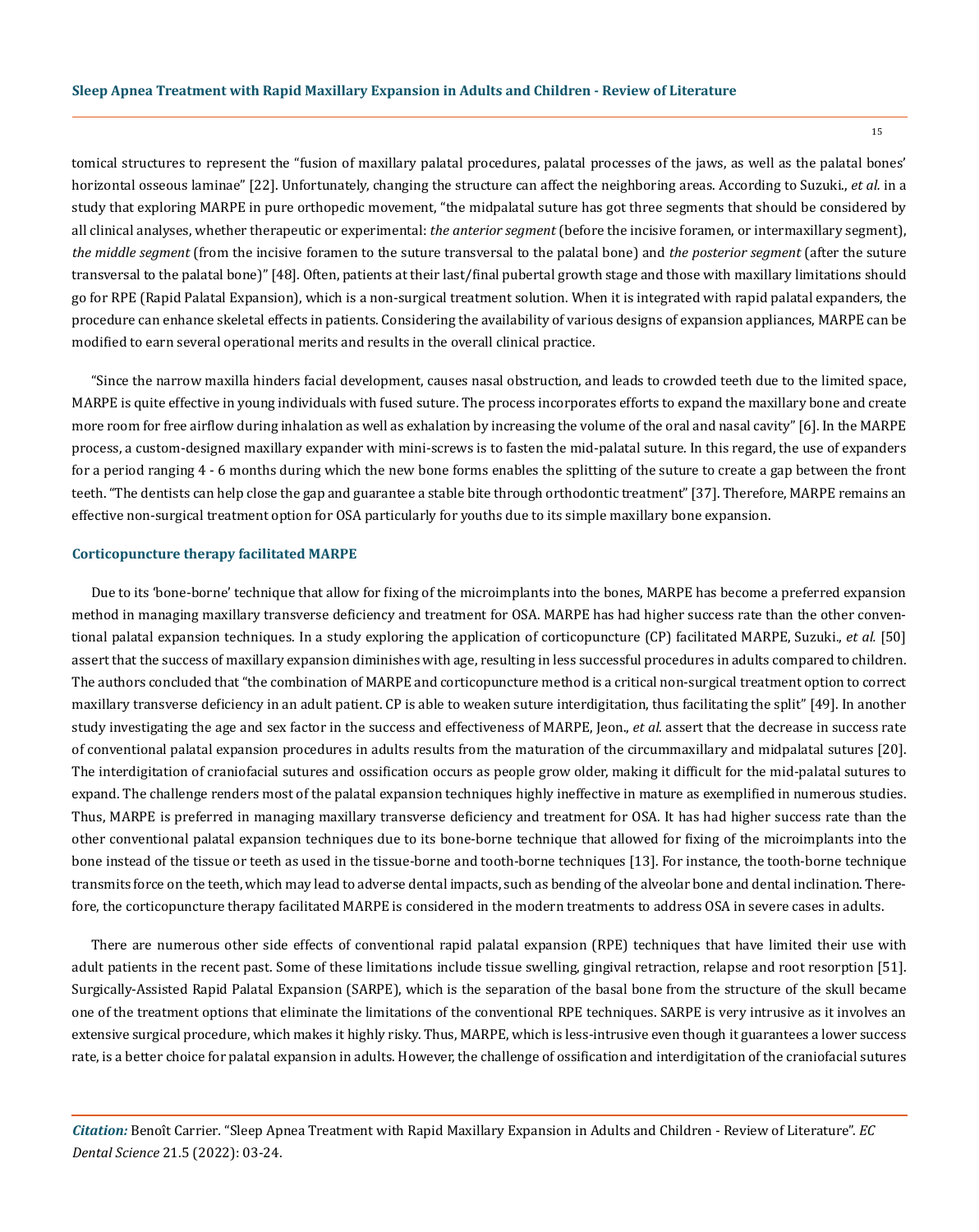tomical structures to represent the "fusion of maxillary palatal procedures, palatal processes of the jaws, as well as the palatal bones' horizontal osseous laminae" [22]. Unfortunately, changing the structure can affect the neighboring areas. According to Suzuki., *et al.* in a study that exploring MARPE in pure orthopedic movement, "the midpalatal suture has got three segments that should be considered by all clinical analyses, whether therapeutic or experimental: *the anterior segment* (before the incisive foramen, or intermaxillary segment), *the middle segment* (from the incisive foramen to the suture transversal to the palatal bone) and *the posterior segment* (after the suture transversal to the palatal bone)" [48]. Often, patients at their last/final pubertal growth stage and those with maxillary limitations should go for RPE (Rapid Palatal Expansion), which is a non-surgical treatment solution. When it is integrated with rapid palatal expanders, the procedure can enhance skeletal effects in patients. Considering the availability of various designs of expansion appliances, MARPE can be modified to earn several operational merits and results in the overall clinical practice.

"Since the narrow maxilla hinders facial development, causes nasal obstruction, and leads to crowded teeth due to the limited space, MARPE is quite effective in young individuals with fused suture. The process incorporates efforts to expand the maxillary bone and create more room for free airflow during inhalation as well as exhalation by increasing the volume of the oral and nasal cavity" [6]. In the MARPE process, a custom-designed maxillary expander with mini-screws is to fasten the mid-palatal suture. In this regard, the use of expanders for a period ranging 4 - 6 months during which the new bone forms enables the splitting of the suture to create a gap between the front teeth. "The dentists can help close the gap and guarantee a stable bite through orthodontic treatment" [37]. Therefore, MARPE remains an effective non-surgical treatment option for OSA particularly for youths due to its simple maxillary bone expansion.

### Corticopuncture therapy facilitated MARPE

Due to its 'bone-borne' technique that allow for fixing of the microimplants into the bones, MARPE has become a preferred expansion method in managing maxillary transverse deficiency and treatment for OSA. MARPE has had higher success rate than the other conventional palatal expansion techniques. In a study exploring the application of corticopuncture (CP) facilitated MARPE, Suzuki., *et al.* [50] assert that the success of maxillary expansion diminishes with age, resulting in less successful procedures in adults compared to children. The authors concluded that "the combination of MARPE and corticopuncture method is a critical non-surgical treatment option to correct maxillary transverse deficiency in an adult patient. CP is able to weaken suture interdigitation, thus facilitating the split" [49]. In another study investigating the age and sex factor in the success and effectiveness of MARPE, Jeon., *et al*. assert that the decrease in success rate of conventional palatal expansion procedures in adults results from the maturation of the circummaxillary and midpalatal sutures [20]. The interdigitation of craniofacial sutures and ossification occurs as people grow older, making it difficult for the mid-palatal sutures to expand. The challenge renders most of the palatal expansion techniques highly ineffective in mature as exemplified in numerous studies. Thus, MARPE is preferred in managing maxillary transverse deficiency and treatment for OSA. It has had higher success rate than the other conventional palatal expansion techniques due to its bone-borne technique that allowed for fixing of the microimplants into the bone instead of the tissue or teeth as used in the tissue-borne and tooth-borne techniques [13]. For instance, the tooth-borne technique transmits force on the teeth, which may lead to adverse dental impacts, such as bending of the alveolar bone and dental inclination. Therefore, the corticopuncture therapy facilitated MARPE is considered in the modern treatments to address OSA in severe cases in adults.

There are numerous other side effects of conventional rapid palatal expansion (RPE) techniques that have limited their use with adult patients in the recent past. Some of these limitations include tissue swelling, gingival retraction, relapse and root resorption [51]. Surgically-Assisted Rapid Palatal Expansion (SARPE), which is the separation of the basal bone from the structure of the skull became one of the treatment options that eliminate the limitations of the conventional RPE techniques. SARPE is very intrusive as it involves an extensive surgical procedure, which makes it highly risky. Thus, MARPE, which is less-intrusive even though it guarantees a lower success rate, is a better choice for palatal expansion in adults. However, the challenge of ossification and interdigitation of the craniofacial sutures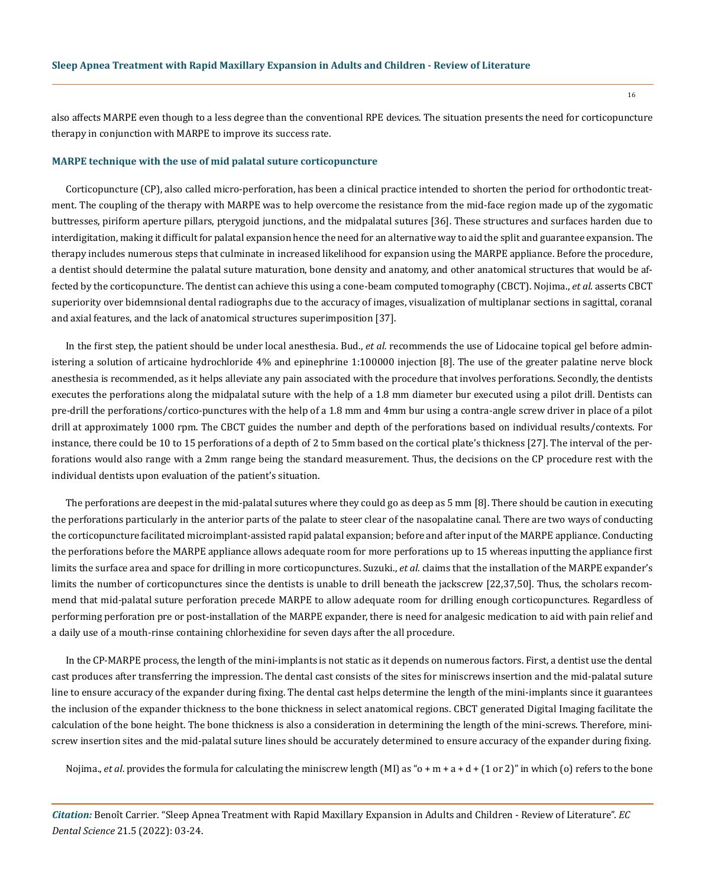also affects MARPE even though to a less degree than the conventional RPE devices. The situation presents the need for corticopuncture therapy in conjunction with MARPE to improve its success rate.

### MARPE technique with the use of mid palatal suture corticopuncture

Corticopuncture (CP), also called micro-perforation, has been a clinical practice intended to shorten the period for orthodontic treatment. The coupling of the therapy with MARPE was to help overcome the resistance from the mid-face region made up of the zygomatic buttresses, piriform aperture pillars, pterygoid junctions, and the midpalatal sutures [36]. These structures and surfaces harden due to interdigitation, making it difficult for palatal expansion hence the need for an alternative way to aid the split and guarantee expansion. The therapy includes numerous steps that culminate in increased likelihood for expansion using the MARPE appliance. Before the procedure, a dentist should determine the palatal suture maturation, bone density and anatomy, and other anatomical structures that would be affected by the corticopuncture. The dentist can achieve this using a cone-beam computed tomography (CBCT). Nojima., *et al.* asserts CBCT superiority over bidemnsional dental radiographs due to the accuracy of images, visualization of multiplanar sections in sagittal, coranal and axial features, and the lack of anatomical structures superimposition [37].

In the first step, the patient should be under local anesthesia. Bud., *et al.* recommends the use of Lidocaine topical gel before administering a solution of articaine hydrochloride 4% and epinephrine 1:100000 injection [8]. The use of the greater palatine nerve block anesthesia is recommended, as it helps alleviate any pain associated with the procedure that involves perforations. Secondly, the dentists executes the perforations along the midpalatal suture with the help of a 1.8 mm diameter bur executed using a pilot drill. Dentists can pre-drill the perforations/cortico-punctures with the help of a 1.8 mm and 4mm bur using a contra-angle screw driver in place of a pilot drill at approximately 1000 rpm. The CBCT guides the number and depth of the perforations based on individual results/contexts. For instance, there could be 10 to 15 perforations of a depth of 2 to 5mm based on the cortical plate's thickness [27]. The interval of the perforations would also range with a 2mm range being the standard measurement. Thus, the decisions on the CP procedure rest with the individual dentists upon evaluation of the patient's situation.

The perforations are deepest in the mid-palatal sutures where they could go as deep as 5 mm [8]. There should be caution in executing the perforations particularly in the anterior parts of the palate to steer clear of the nasopalatine canal. There are two ways of conducting the corticopuncture facilitated microimplant-assisted rapid palatal expansion; before and after input of the MARPE appliance. Conducting the perforations before the MARPE appliance allows adequate room for more perforations up to 15 whereas inputting the appliance first limits the surface area and space for drilling in more corticopunctures. Suzuki., *et al.* claims that the installation of the MARPE expander's limits the number of corticopunctures since the dentists is unable to drill beneath the jackscrew [22,37,50]. Thus, the scholars recommend that mid-palatal suture perforation precede MARPE to allow adequate room for drilling enough corticopunctures. Regardless of performing perforation pre or post-installation of the MARPE expander, there is need for analgesic medication to aid with pain relief and a daily use of a mouth-rinse containing chlorhexidine for seven days after the all procedure.

In the CP-MARPE process, the length of the mini-implants is not static as it depends on numerous factors. First, a dentist use the dental cast produces after transferring the impression. The dental cast consists of the sites for miniscrews insertion and the mid-palatal suture line to ensure accuracy of the expander during fixing. The dental cast helps determine the length of the mini-implants since it guarantees the inclusion of the expander thickness to the bone thickness in select anatomical regions. CBCT generated Digital Imaging facilitate the calculation of the bone height. The bone thickness is also a consideration in determining the length of the mini-screws. Therefore, miniscrew insertion sites and the mid-palatal suture lines should be accurately determined to ensure accuracy of the expander during fixing.

Nojima., *et al*. provides the formula for calculating the miniscrew length (MI) as "o + m + a + d + (1 or 2)" in which (o) refers to the bone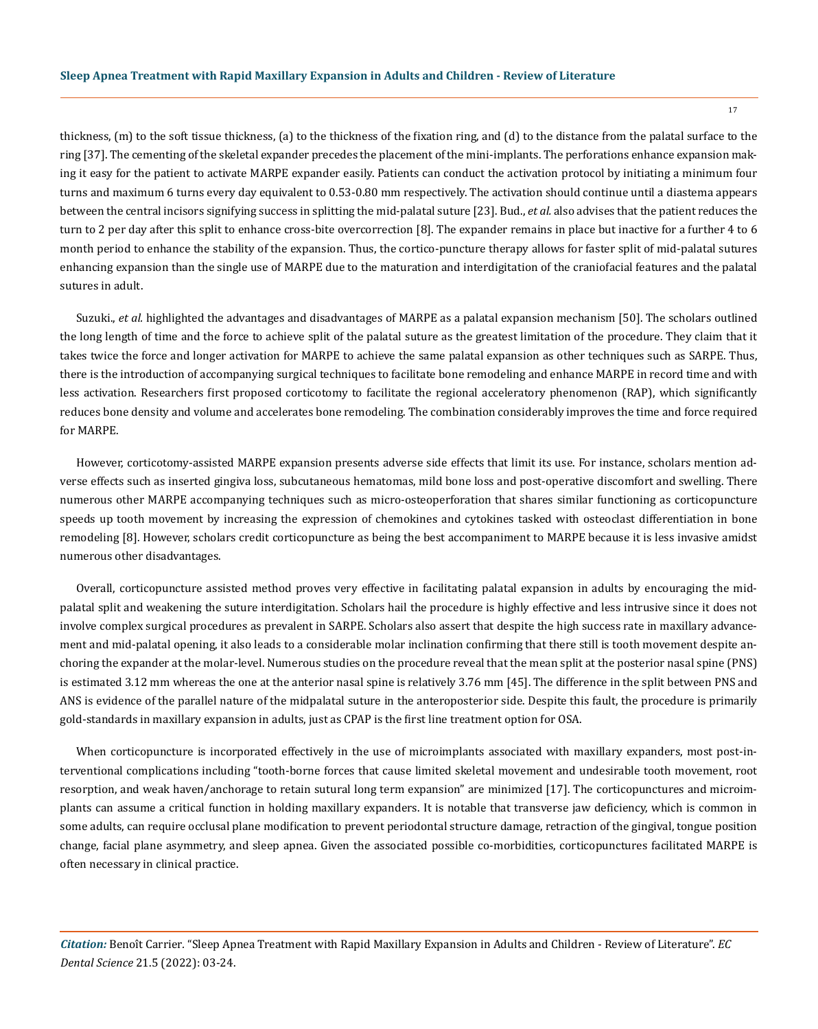thickness, (m) to the soft tissue thickness, (a) to the thickness of the fixation ring, and (d) to the distance from the palatal surface to the ring [37]. The cementing of the skeletal expander precedes the placement of the mini-implants. The perforations enhance expansion making it easy for the patient to activate MARPE expander easily. Patients can conduct the activation protocol by initiating a minimum four turns and maximum 6 turns every day equivalent to 0.53-0.80 mm respectively. The activation should continue until a diastema appears between the central incisors signifying success in splitting the mid-palatal suture [23]. Bud., *et al.* also advises that the patient reduces the turn to 2 per day after this split to enhance cross-bite overcorrection [8]. The expander remains in place but inactive for a further 4 to 6 month period to enhance the stability of the expansion. Thus, the cortico-puncture therapy allows for faster split of mid-palatal sutures enhancing expansion than the single use of MARPE due to the maturation and interdigitation of the craniofacial features and the palatal sutures in adult.

Suzuki., *et al.* highlighted the advantages and disadvantages of MARPE as a palatal expansion mechanism [50]. The scholars outlined the long length of time and the force to achieve split of the palatal suture as the greatest limitation of the procedure. They claim that it takes twice the force and longer activation for MARPE to achieve the same palatal expansion as other techniques such as SARPE. Thus, there is the introduction of accompanying surgical techniques to facilitate bone remodeling and enhance MARPE in record time and with less activation. Researchers first proposed corticotomy to facilitate the regional acceleratory phenomenon (RAP), which significantly reduces bone density and volume and accelerates bone remodeling. The combination considerably improves the time and force required for MARPE.

However, corticotomy-assisted MARPE expansion presents adverse side effects that limit its use. For instance, scholars mention adverse effects such as inserted gingiva loss, subcutaneous hematomas, mild bone loss and post-operative discomfort and swelling. There numerous other MARPE accompanying techniques such as micro-osteoperforation that shares similar functioning as corticopuncture speeds up tooth movement by increasing the expression of chemokines and cytokines tasked with osteoclast differentiation in bone remodeling [8]. However, scholars credit corticopuncture as being the best accompaniment to MARPE because it is less invasive amidst numerous other disadvantages.

Overall, corticopuncture assisted method proves very effective in facilitating palatal expansion in adults by encouraging the mid-palatal split and weakening the suture interdigitation. Scholars hail the procedure is highly effective and less intrusive since it does not involve complex surgical procedures as prevalent in SARPE. Scholars also assert that despite the high success rate in maxillary advancement and mid-palatal opening, it also leads to a considerable molar inclination confirming that there still is tooth movement despite anchoring the expander at the molar-level. Numerous studies on the procedure reveal that the mean split at the posterior nasal spine (PNS) is estimated 3.12 mm whereas the one at the anterior nasal spine is relatively 3.76 mm [45]. The difference in the split between PNS and ANS is evidence of the parallel nature of the midpalatal suture in the anteroposterior side. Despite this fault, the procedure is primarily gold-standards in maxillary expansion in adults, just as CPAP is the first line treatment option for OSA.

When corticopuncture is incorporated effectively in the use of microimplants associated with maxillary expanders, most post-interventional complications including "tooth-borne forces that cause limited skeletal movement and undesirable tooth movement, root resorption, and weak haven/anchorage to retain sutural long term expansion" are minimized [17]. The corticopunctures and microimplants can assume a critical function in holding maxillary expanders. It is notable that transverse jaw deficiency, which is common in some adults, can require occlusal plane modification to prevent periodontal structure damage, retraction of the gingival, tongue position change, facial plane asymmetry, and sleep apnea. Given the associated possible co-morbidities, corticopunctures facilitated MARPE is often necessary in clinical practice.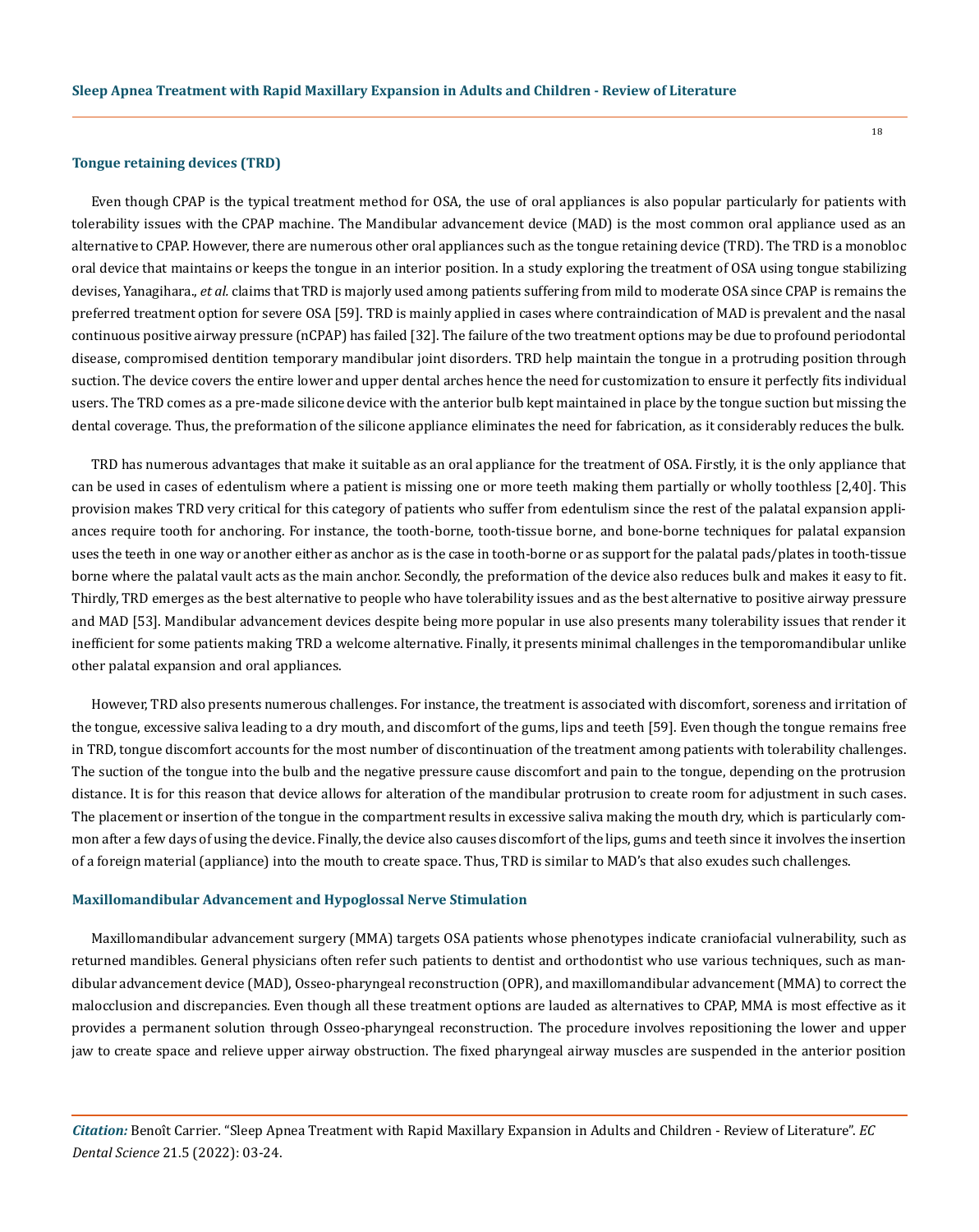### Tongue retaining devices (TRD)

Even though CPAP is the typical treatment method for OSA, the use of oral appliances is also popular particularly for patients with tolerability issues with the CPAP machine. The Mandibular advancement device (MAD) is the most common oral appliance used as an alternative to CPAP. However, there are numerous other oral appliances such as the tongue retaining device (TRD). The TRD is a monobloc oral device that maintains or keeps the tongue in an interior position. In a study exploring the treatment of OSA using tongue stabilizing devises, Yanagihara., *et al.* claims that TRD is majorly used among patients suffering from mild to moderate OSA since CPAP is remains the preferred treatment option for severe OSA [59]. TRD is mainly applied in cases where contraindication of MAD is prevalent and the nasal continuous positive airway pressure (nCPAP) has failed [32]. The failure of the two treatment options may be due to profound periodontal disease, compromised dentition temporary mandibular joint disorders. TRD help maintain the tongue in a protruding position through suction. The device covers the entire lower and upper dental arches hence the need for customization to ensure it perfectly fits individual users. The TRD comes as a pre-made silicone device with the anterior bulb kept maintained in place by the tongue suction but missing the dental coverage. Thus, the preformation of the silicone appliance eliminates the need for fabrication, as it considerably reduces the bulk.

TRD has numerous advantages that make it suitable as an oral appliance for the treatment of OSA. Firstly, it is the only appliance that can be used in cases of edentulism where a patient is missing one or more teeth making them partially or wholly toothless [2,40]. This provision makes TRD very critical for this category of patients who suffer from edentulism since the rest of the palatal expansion appliances require tooth for anchoring. For instance, the tooth-borne, tooth-tissue borne, and bone-borne techniques for palatal expansion uses the teeth in one way or another either as anchor as is the case in tooth-borne or as support for the palatal pads/plates in tooth-tissue borne where the palatal vault acts as the main anchor. Secondly, the preformation of the device also reduces bulk and makes it easy to fit. Thirdly, TRD emerges as the best alternative to people who have tolerability issues and as the best alternative to positive airway pressure and MAD [53]. Mandibular advancement devices despite being more popular in use also presents many tolerability issues that render it inefficient for some patients making TRD a welcome alternative. Finally, it presents minimal challenges in the temporomandibular unlike other palatal expansion and oral appliances.

However, TRD also presents numerous challenges. For instance, the treatment is associated with discomfort, soreness and irritation of the tongue, excessive saliva leading to a dry mouth, and discomfort of the gums, lips and teeth [59]. Even though the tongue remains free in TRD, tongue discomfort accounts for the most number of discontinuation of the treatment among patients with tolerability challenges. The suction of the tongue into the bulb and the negative pressure cause discomfort and pain to the tongue, depending on the protrusion distance. It is for this reason that device allows for alteration of the mandibular protrusion to create room for adjustment in such cases. The placement or insertion of the tongue in the compartment results in excessive saliva making the mouth dry, which is particularly common after a few days of using the device. Finally, the device also causes discomfort of the lips, gums and teeth since it involves the insertion of a foreign material (appliance) into the mouth to create space. Thus, TRD is similar to MAD's that also exudes such challenges.

### Maxillomandibular Advancement and Hypoglossal Nerve Stimulation

Maxillomandibular advancement surgery (MMA) targets OSA patients whose phenotypes indicate craniofacial vulnerability, such as returned mandibles. General physicians often refer such patients to dentist and orthodontist who use various techniques, such as mandibular advancement device (MAD), Osseo-pharyngeal reconstruction (OPR), and maxillomandibular advancement (MMA) to correct the malocclusion and discrepancies. Even though all these treatment options are lauded as alternatives to CPAP, MMA is most effective as it provides a permanent solution through Osseo-pharyngeal reconstruction. The procedure involves repositioning the lower and upper jaw to create space and relieve upper airway obstruction. The fixed pharyngeal airway muscles are suspended in the anterior position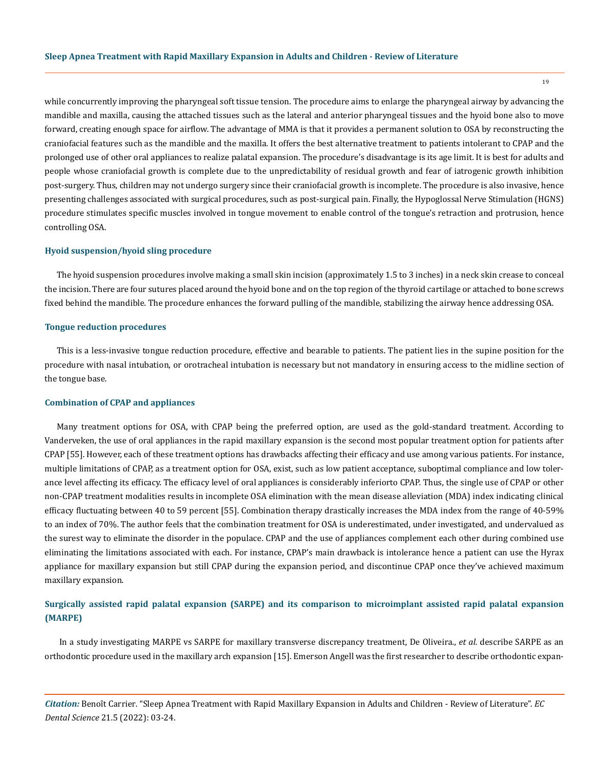while concurrently improving the pharyngeal soft tissue tension. The procedure aims to enlarge the pharyngeal airway by advancing the mandible and maxilla, causing the attached tissues such as the lateral and anterior pharyngeal tissues and the hyoid bone also to move forward, creating enough space for airflow. The advantage of MMA is that it provides a permanent solution to OSA by reconstructing the craniofacial features such as the mandible and the maxilla. It offers the best alternative treatment to patients intolerant to CPAP and the prolonged use of other oral appliances to realize palatal expansion. The procedure's disadvantage is its age limit. It is best for adults and people whose craniofacial growth is complete due to the unpredictability of residual growth and fear of iatrogenic growth inhibition post-surgery. Thus, children may not undergo surgery since their craniofacial growth is incomplete. The procedure is also invasive, hence presenting challenges associated with surgical procedures, such as post-surgical pain. Finally, the Hypoglossal Nerve Stimulation (HGNS) procedure stimulates specific muscles involved in tongue movement to enable control of the tongue's retraction and protrusion, hence controlling OSA.

### Hyoid suspension/hyoid sling procedure

The hyoid suspension procedures involve making a small skin incision (approximately 1.5 to 3 inches) in a neck skin crease to conceal the incision. There are four sutures placed around the hyoid bone and on the top region of the thyroid cartilage or attached to bone screws fixed behind the mandible. The procedure enhances the forward pulling of the mandible, stabilizing the airway hence addressing OSA.

### Tongue reduction procedures

This is a less-invasive tongue reduction procedure, effective and bearable to patients. The patient lies in the supine position for the procedure with nasal intubation, or orotracheal intubation is necessary but not mandatory in ensuring access to the midline section of the tongue base.

### Combination of CPAP and appliances

Many treatment options for OSA, with CPAP being the preferred option, are used as the gold-standard treatment. According to Vanderveken, the use of oral appliances in the rapid maxillary expansion is the second most popular treatment option for patients after CPAP [55]. However, each of these treatment options has drawbacks affecting their efficacy and use among various patients. For instance, multiple limitations of CPAP, as a treatment option for OSA, exist, such as low patient acceptance, suboptimal compliance and low tolerance level affecting its efficacy. The efficacy level of oral appliances is considerably inferiorto CPAP. Thus, the single use of CPAP or other non-CPAP treatment modalities results in incomplete OSA elimination with the mean disease alleviation (MDA) index indicating clinical efficacy fluctuating between 40 to 59 percent [55]. Combination therapy drastically increases the MDA index from the range of 40-59% to an index of 70%. The author feels that the combination treatment for OSA is underestimated, under investigated, and undervalued as the surest way to eliminate the disorder in the populace. CPAP and the use of appliances complement each other during combined use eliminating the limitations associated with each. For instance, CPAP's main drawback is intolerance hence a patient can use the Hyrax appliance for maxillary expansion but still CPAP during the expansion period, and discontinue CPAP once they've achieved maximum maxillary expansion.

## Surgically assisted rapid palatal expansion (SARPE) and its comparison to microimplant assisted rapid palatal expansion (MARPE)

In a study investigating MARPE vs SARPE for maxillary transverse discrepancy treatment, De Oliveira., *et al.* describe SARPE as an orthodontic procedure used in the maxillary arch expansion [15]. Emerson Angell was the first researcher to describe orthodontic expan-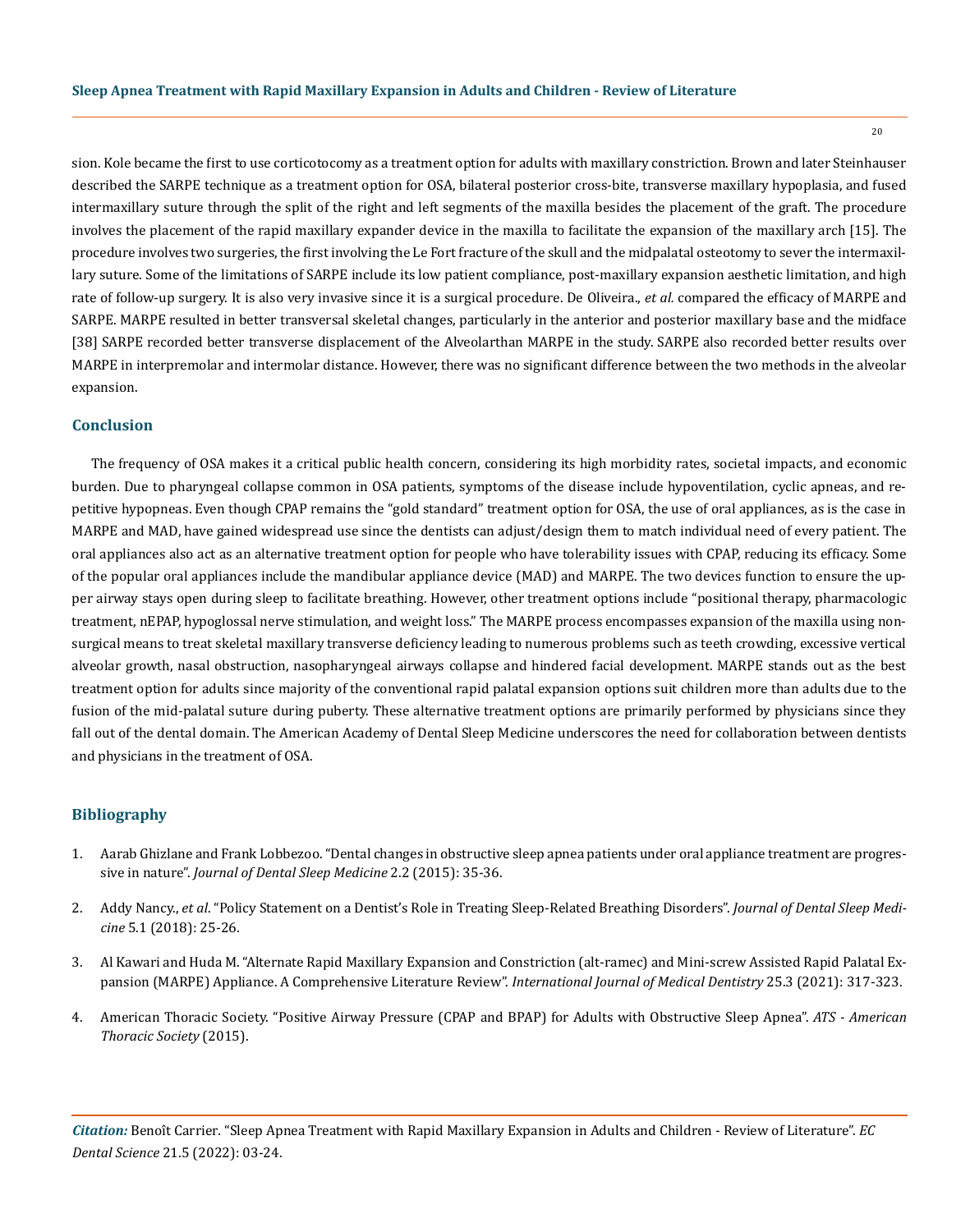sion. Kole became the first to use corticotocomy as a treatment option for adults with maxillary constriction. Brown and later Steinhauser described the SARPE technique as a treatment option for OSA, bilateral posterior cross-bite, transverse maxillary hypoplasia, and fused intermaxillary suture through the split of the right and left segments of the maxilla besides the placement of the graft. The procedure involves the placement of the rapid maxillary expander device in the maxilla to facilitate the expansion of the maxillary arch [15]. The procedure involves two surgeries, the first involving the Le Fort fracture of the skull and the midpalatal osteotomy to sever the intermaxillary suture. Some of the limitations of SARPE include its low patient compliance, post-maxillary expansion aesthetic limitation, and high rate of follow-up surgery. It is also very invasive since it is a surgical procedure. De Oliveira., *et al.* compared the efficacy of MARPE and SARPE. MARPE resulted in better transversal skeletal changes, particularly in the anterior and posterior maxillary base and the midface [38] SARPE recorded better transverse displacement of the Alveolarthan MARPE in the study. SARPE also recorded better results over MARPE in interpremolar and intermolar distance. However, there was no significant difference between the two methods in the alveolar expansion.

## Conclusion

The frequency of OSA makes it a critical public health concern, considering its high morbidity rates, societal impacts, and economic burden. Due to pharyngeal collapse common in OSA patients, symptoms of the disease include hypoventilation, cyclic apneas, and repetitive hypopneas. Even though CPAP remains the "gold standard" treatment option for OSA, the use of oral appliances, as is the case in MARPE and MAD, have gained widespread use since the dentists can adjust/design them to match individual need of every patient. The oral appliances also act as an alternative treatment option for people who have tolerability issues with CPAP, reducing its efficacy. Some of the popular oral appliances include the mandibular appliance device (MAD) and MARPE. The two devices function to ensure the upper airway stays open during sleep to facilitate breathing. However, other treatment options include "positional therapy, pharmacologic treatment, nEPAP, hypoglossal nerve stimulation, and weight loss." The MARPE process encompasses expansion of the maxilla using non-surgical means to treat skeletal maxillary transverse deficiency leading to numerous problems such as teeth crowding, excessive vertical alveolar growth, nasal obstruction, nasopharyngeal airways collapse and hindered facial development. MARPE stands out as the best treatment option for adults since majority of the conventional rapid palatal expansion options suit children more than adults due to the fusion of the mid-palatal suture during puberty. These alternative treatment options are primarily performed by physicians since they fall out of the dental domain. The American Academy of Dental Sleep Medicine underscores the need for collaboration between dentists and physicians in the treatment of OSA.

## Bibliography

1. Aarab Ghizlane and Frank Lobbezoo. "Dental changes in obstructive sleep apnea patients under oral appliance treatment are progressive in nature". *Journal of Dental Sleep Medicine* 2.2 (2015): 35-36.
2. Addy Nancy., *et al*. "Policy Statement on a Dentist's Role in Treating Sleep-Related Breathing Disorders". *Journal of Dental Sleep Medicine* 5.1 (2018): 25-26.
3. Al Kawari and Huda M. "Alternate Rapid Maxillary Expansion and Constriction (alt-ramec) and Mini-screw Assisted Rapid Palatal Expansion (MARPE) Appliance. A Comprehensive Literature Review". *International Journal of Medical Dentistry* 25.3 (2021): 317-323.
4. American Thoracic Society. "Positive Airway Pressure (CPAP and BPAP) for Adults with Obstructive Sleep Apnea". *ATS - American Thoracic Society* (2015).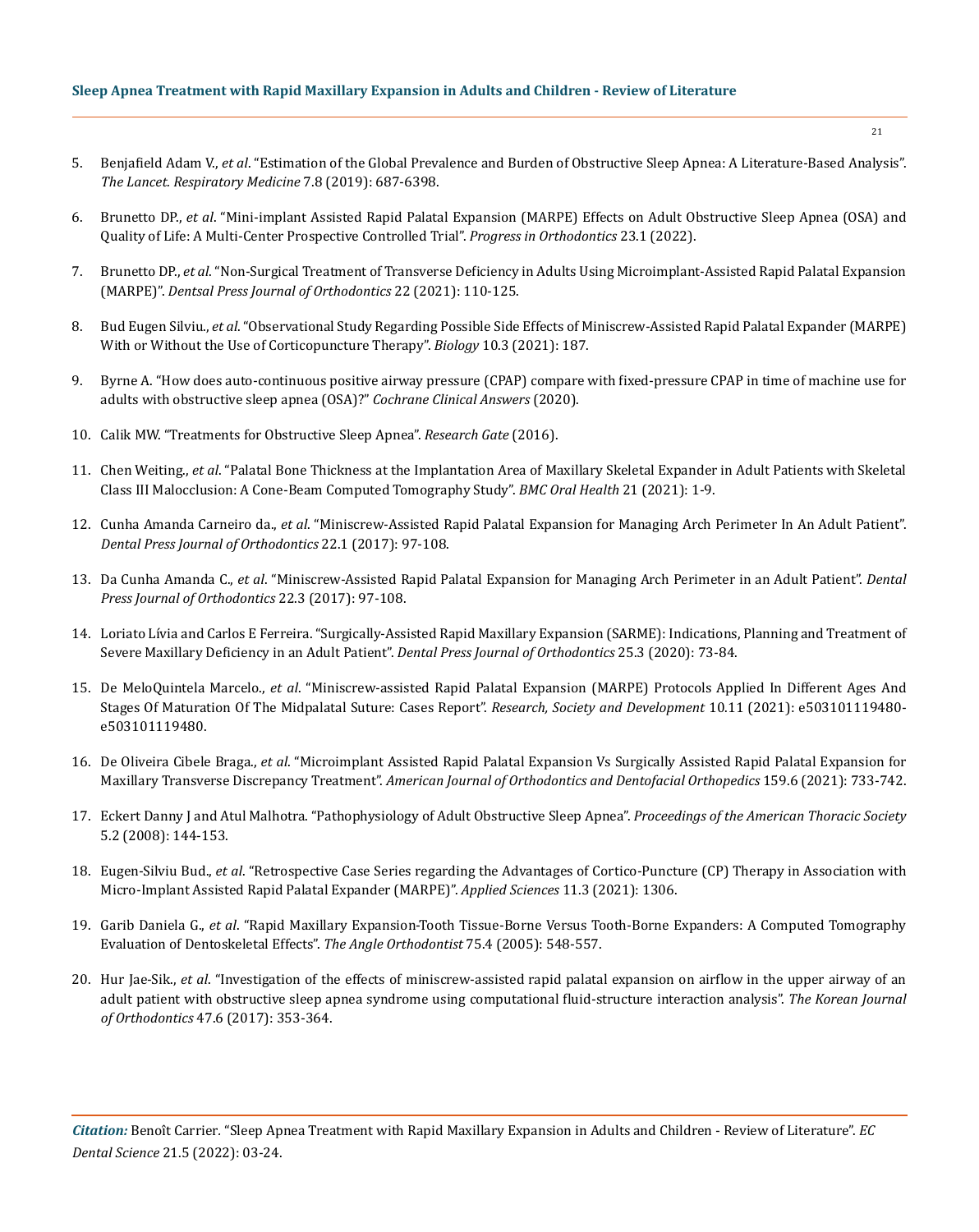5. Benjafield Adam V., *et al*. "Estimation of the Global Prevalence and Burden of Obstructive Sleep Apnea: A Literature-Based Analysis". *The Lancet. Respiratory Medicine* 7.8 (2019): 687-6398.

6. Brunetto DP., *et al*. "Mini-implant Assisted Rapid Palatal Expansion (MARPE) Effects on Adult Obstructive Sleep Apnea (OSA) and Quality of Life: A Multi-Center Prospective Controlled Trial". *Progress in Orthodontics* 23.1 (2022).

7. Brunetto DP., *et al*. "Non-Surgical Treatment of Transverse Deficiency in Adults Using Microimplant-Assisted Rapid Palatal Expansion (MARPE)". *Dentsal Press Journal of Orthodontics* 22 (2021): 110-125.

8. Bud Eugen Silviu., *et al*. "Observational Study Regarding Possible Side Effects of Miniscrew-Assisted Rapid Palatal Expander (MARPE) With or Without the Use of Corticopuncture Therapy". *Biology* 10.3 (2021): 187.

9. Byrne A. "How does auto-continuous positive airway pressure (CPAP) compare with fixed-pressure CPAP in time of machine use for adults with obstructive sleep apnea (OSA)?" *Cochrane Clinical Answers* (2020).

10. Calik MW. "Treatments for Obstructive Sleep Apnea". *Research Gate* (2016).

11. Chen Weiting., *et al*. "Palatal Bone Thickness at the Implantation Area of Maxillary Skeletal Expander in Adult Patients with Skeletal Class III Malocclusion: A Cone-Beam Computed Tomography Study". *BMC Oral Health* 21 (2021): 1-9.

12. Cunha Amanda Carneiro da., *et al*. "Miniscrew-Assisted Rapid Palatal Expansion for Managing Arch Perimeter In An Adult Patient". *Dental Press Journal of Orthodontics* 22.1 (2017): 97-108.

13. Da Cunha Amanda C., *et al*. "Miniscrew-Assisted Rapid Palatal Expansion for Managing Arch Perimeter in an Adult Patient". *Dental Press Journal of Orthodontics* 22.3 (2017): 97-108.

14. Loriato Lívia and Carlos E Ferreira. "Surgically-Assisted Rapid Maxillary Expansion (SARME): Indications, Planning and Treatment of Severe Maxillary Deficiency in an Adult Patient". *Dental Press Journal of Orthodontics* 25.3 (2020): 73-84.

15. De MeloQuintela Marcelo., *et al*. "Miniscrew-assisted Rapid Palatal Expansion (MARPE) Protocols Applied In Different Ages And Stages Of Maturation Of The Midpalatal Suture: Cases Report". *Research, Society and Development* 10.11 (2021): e503101119480-e503101119480.

16. De Oliveira Cibele Braga., *et al*. "Microimplant Assisted Rapid Palatal Expansion Vs Surgically Assisted Rapid Palatal Expansion for Maxillary Transverse Discrepancy Treatment". *American Journal of Orthodontics and Dentofacial Orthopedics* 159.6 (2021): 733-742.

17. Eckert Danny J and Atul Malhotra. "Pathophysiology of Adult Obstructive Sleep Apnea". *Proceedings of the American Thoracic Society* 5.2 (2008): 144-153.

18. Eugen-Silviu Bud., *et al*. "Retrospective Case Series regarding the Advantages of Cortico-Puncture (CP) Therapy in Association with Micro-Implant Assisted Rapid Palatal Expander (MARPE)". *Applied Sciences* 11.3 (2021): 1306.

19. Garib Daniela G., *et al*. "Rapid Maxillary Expansion-Tooth Tissue-Borne Versus Tooth-Borne Expanders: A Computed Tomography Evaluation of Dentoskeletal Effects". *The Angle Orthodontist* 75.4 (2005): 548-557.

20. Hur Jae-Sik., *et al*. "Investigation of the effects of miniscrew-assisted rapid palatal expansion on airflow in the upper airway of an adult patient with obstructive sleep apnea syndrome using computational fluid-structure interaction analysis". *The Korean Journal of Orthodontics* 47.6 (2017): 353-364.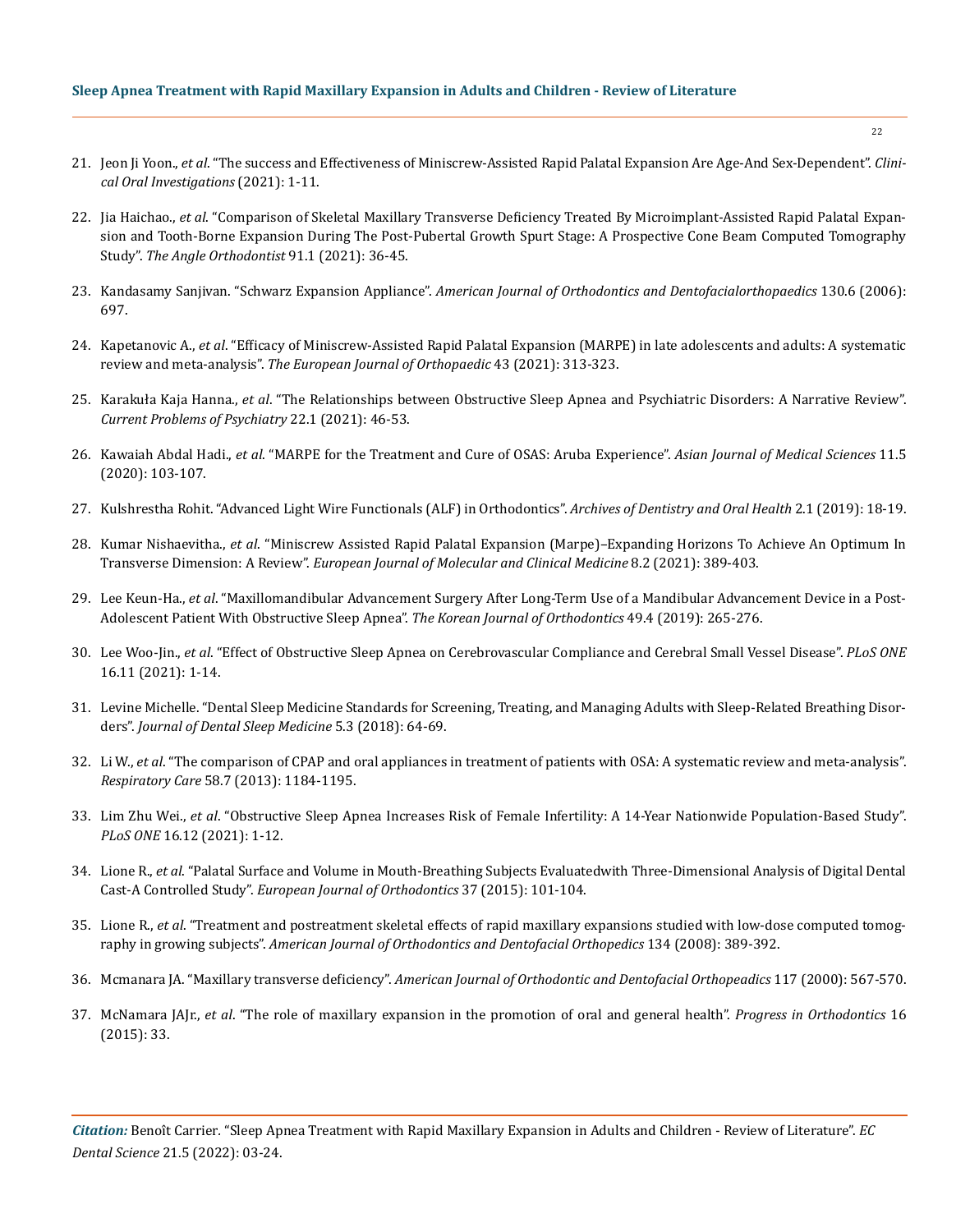21. Jeon Ji Yoon., *et al*. "The success and Effectiveness of Miniscrew-Assisted Rapid Palatal Expansion Are Age-And Sex-Dependent". *Clinical Oral Investigations* (2021): 1-11.

22. Jia Haichao., *et al*. "Comparison of Skeletal Maxillary Transverse Deficiency Treated By Microimplant-Assisted Rapid Palatal Expansion and Tooth-Borne Expansion During The Post-Pubertal Growth Spurt Stage: A Prospective Cone Beam Computed Tomography Study". *The Angle Orthodontist* 91.1 (2021): 36-45.

23. Kandasamy Sanjivan. "Schwarz Expansion Appliance". *American Journal of Orthodontics and Dentofacialorthopaedics* 130.6 (2006): 697.

24. Kapetanovic A., *et al*. "Efficacy of Miniscrew-Assisted Rapid Palatal Expansion (MARPE) in late adolescents and adults: A systematic review and meta-analysis". *The European Journal of Orthopaedic* 43 (2021): 313-323.

25. Karakuła Kaja Hanna., *et al*. "The Relationships between Obstructive Sleep Apnea and Psychiatric Disorders: A Narrative Review". *Current Problems of Psychiatry* 22.1 (2021): 46-53.

26. Kawaiah Abdal Hadi., *et al*. "MARPE for the Treatment and Cure of OSAS: Aruba Experience". *Asian Journal of Medical Sciences* 11.5 (2020): 103-107.

27. Kulshrestha Rohit. "Advanced Light Wire Functionals (ALF) in Orthodontics". *Archives of Dentistry and Oral Health* 2.1 (2019): 18-19.

28. Kumar Nishaevitha., *et al*. "Miniscrew Assisted Rapid Palatal Expansion (Marpe)–Expanding Horizons To Achieve An Optimum In Transverse Dimension: A Review". *European Journal of Molecular and Clinical Medicine* 8.2 (2021): 389-403.

29. Lee Keun-Ha., *et al*. "Maxillomandibular Advancement Surgery After Long-Term Use of a Mandibular Advancement Device in a Post-Adolescent Patient With Obstructive Sleep Apnea". *The Korean Journal of Orthodontics* 49.4 (2019): 265-276.

30. Lee Woo-Jin., *et al*. "Effect of Obstructive Sleep Apnea on Cerebrovascular Compliance and Cerebral Small Vessel Disease". *PLoS ONE* 16.11 (2021): 1-14.

31. Levine Michelle. "Dental Sleep Medicine Standards for Screening, Treating, and Managing Adults with Sleep-Related Breathing Disorders". *Journal of Dental Sleep Medicine* 5.3 (2018): 64-69.

32. Li W., *et al*. "The comparison of CPAP and oral appliances in treatment of patients with OSA: A systematic review and meta-analysis". *Respiratory Care* 58.7 (2013): 1184-1195.

33. Lim Zhu Wei., *et al*. "Obstructive Sleep Apnea Increases Risk of Female Infertility: A 14-Year Nationwide Population-Based Study". *PLoS ONE* 16.12 (2021): 1-12.

34. Lione R., *et al*. "Palatal Surface and Volume in Mouth-Breathing Subjects Evaluatedwith Three-Dimensional Analysis of Digital Dental Cast-A Controlled Study". *European Journal of Orthodontics* 37 (2015): 101-104.

35. Lione R., *et al*. "Treatment and postreatment skeletal effects of rapid maxillary expansions studied with low-dose computed tomography in growing subjects". *American Journal of Orthodontics and Dentofacial Orthopedics* 134 (2008): 389-392.

36. Mcmanara JA. "Maxillary transverse deficiency". *American Journal of Orthodontic and Dentofacial Orthopeadics* 117 (2000): 567-570.

37. McNamara JAJr., *et al*. "The role of maxillary expansion in the promotion of oral and general health". *Progress in Orthodontics* 16 (2015): 33.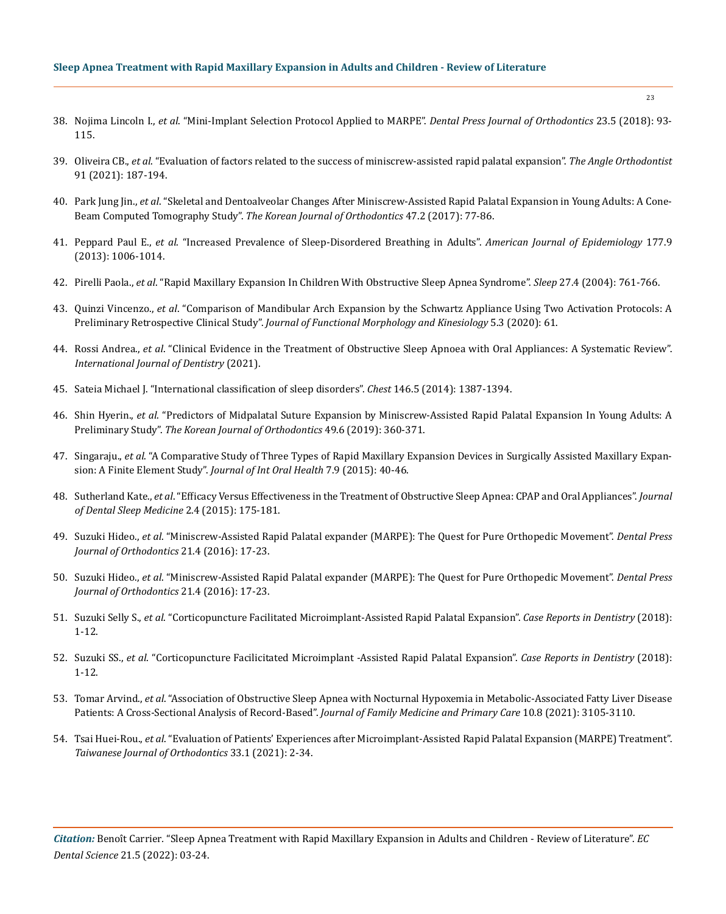38. Nojima Lincoln I., *et al*. "Mini-Implant Selection Protocol Applied to MARPE". *Dental Press Journal of Orthodontics* 23.5 (2018): 93-115.

39. Oliveira CB., *et al*. "Evaluation of factors related to the success of miniscrew-assisted rapid palatal expansion". *The Angle Orthodontist* 91 (2021): 187-194.

40. Park Jung Jin., *et al*. "Skeletal and Dentoalveolar Changes After Miniscrew-Assisted Rapid Palatal Expansion in Young Adults: A Cone-Beam Computed Tomography Study". *The Korean Journal of Orthodontics* 47.2 (2017): 77-86.

41. Peppard Paul E., *et al.* "Increased Prevalence of Sleep-Disordered Breathing in Adults". *American Journal of Epidemiology* 177.9 (2013): 1006-1014.

42. Pirelli Paola., *et al*. "Rapid Maxillary Expansion In Children With Obstructive Sleep Apnea Syndrome". *Sleep* 27.4 (2004): 761-766.

43. Quinzi Vincenzo., *et al*. "Comparison of Mandibular Arch Expansion by the Schwartz Appliance Using Two Activation Protocols: A Preliminary Retrospective Clinical Study". *Journal of Functional Morphology and Kinesiology* 5.3 (2020): 61.

44. Rossi Andrea., *et al*. "Clinical Evidence in the Treatment of Obstructive Sleep Apnoea with Oral Appliances: A Systematic Review". *International Journal of Dentistry* (2021).

45. Sateia Michael J. "International classification of sleep disorders". *Chest* 146.5 (2014): 1387-1394.

46. Shin Hyerin., *et al*. "Predictors of Midpalatal Suture Expansion by Miniscrew-Assisted Rapid Palatal Expansion In Young Adults: A Preliminary Study". *The Korean Journal of Orthodontics* 49.6 (2019): 360-371.

47. Singaraju., *et al*. "A Comparative Study of Three Types of Rapid Maxillary Expansion Devices in Surgically Assisted Maxillary Expansion: A Finite Element Study". *Journal of Int Oral Health* 7.9 (2015): 40-46.

48. Sutherland Kate., *et al*. "Efficacy Versus Effectiveness in the Treatment of Obstructive Sleep Apnea: CPAP and Oral Appliances". *Journal of Dental Sleep Medicine* 2.4 (2015): 175-181.

49. Suzuki Hideo., *et al*. "Miniscrew-Assisted Rapid Palatal expander (MARPE): The Quest for Pure Orthopedic Movement". *Dental Press Journal of Orthodontics* 21.4 (2016): 17-23.

50. Suzuki Hideo., *et al*. "Miniscrew-Assisted Rapid Palatal expander (MARPE): The Quest for Pure Orthopedic Movement". *Dental Press Journal of Orthodontics* 21.4 (2016): 17-23.

51. Suzuki Selly S., *et al*. "Corticopuncture Facilitated Microimplant-Assisted Rapid Palatal Expansion". *Case Reports in Dentistry* (2018): 1-12.

52. Suzuki SS., *et al*. "Corticopuncture Facilicitated Microimplant -Assisted Rapid Palatal Expansion". *Case Reports in Dentistry* (2018): 1-12.

53. Tomar Arvind., *et al*. "Association of Obstructive Sleep Apnea with Nocturnal Hypoxemia in Metabolic-Associated Fatty Liver Disease Patients: A Cross-Sectional Analysis of Record-Based". *Journal of Family Medicine and Primary Care* 10.8 (2021): 3105-3110.

54. Tsai Huei-Rou., *et al*. "Evaluation of Patients' Experiences after Microimplant-Assisted Rapid Palatal Expansion (MARPE) Treatment". *Taiwanese Journal of Orthodontics* 33.1 (2021): 2-34.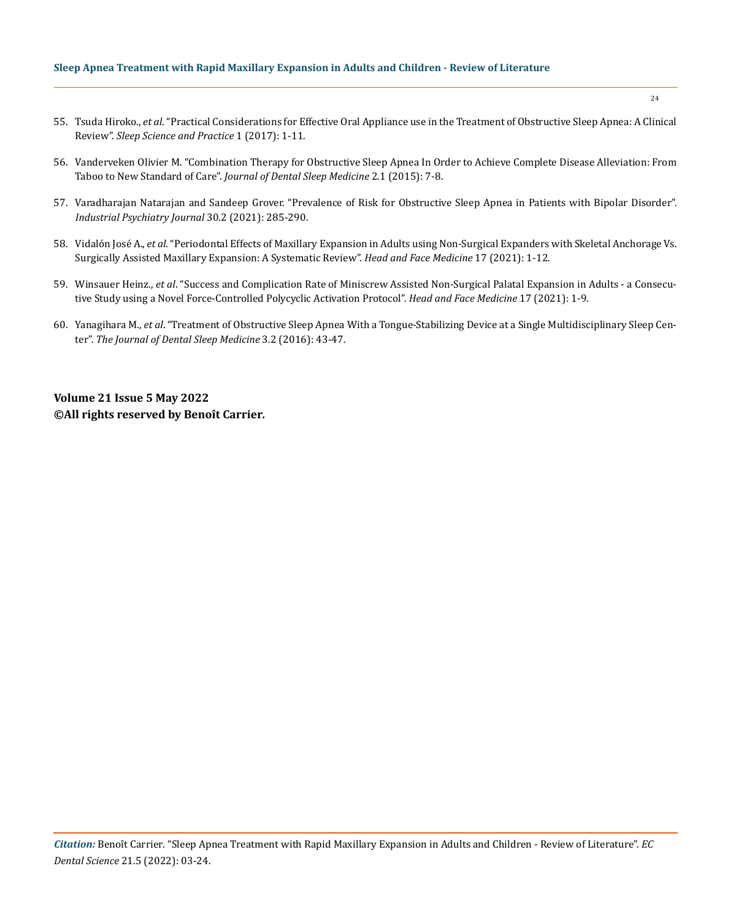55. Tsuda Hiroko., *et al*. "Practical Considerations for Effective Oral Appliance use in the Treatment of Obstructive Sleep Apnea: A Clinical Review". *Sleep Science and Practice* 1 (2017): 1-11.

56. Vanderveken Olivier M. "Combination Therapy for Obstructive Sleep Apnea In Order to Achieve Complete Disease Alleviation: From Taboo to New Standard of Care". *Journal of Dental Sleep Medicine* 2.1 (2015): 7-8.

57. Varadharajan Natarajan and Sandeep Grover. "Prevalence of Risk for Obstructive Sleep Apnea in Patients with Bipolar Disorder". *Industrial Psychiatry Journal* 30.2 (2021): 285-290.

58. Vidalón José A., *et al*. "Periodontal Effects of Maxillary Expansion in Adults using Non-Surgical Expanders with Skeletal Anchorage Vs. Surgically Assisted Maxillary Expansion: A Systematic Review". *Head and Face Medicine* 17 (2021): 1-12.

59. Winsauer Heinz., *et al*. "Success and Complication Rate of Miniscrew Assisted Non-Surgical Palatal Expansion in Adults - a Consecutive Study using a Novel Force-Controlled Polycyclic Activation Protocol". *Head and Face Medicine* 17 (2021): 1-9.

60. Yanagihara M., *et al*. "Treatment of Obstructive Sleep Apnea With a Tongue-Stabilizing Device at a Single Multidisciplinary Sleep Center". *The Journal of Dental Sleep Medicine* 3.2 (2016): 43-47.

**Volume 21 Issue 5 May 2022**
**©All rights reserved by Benoît Carrier.**